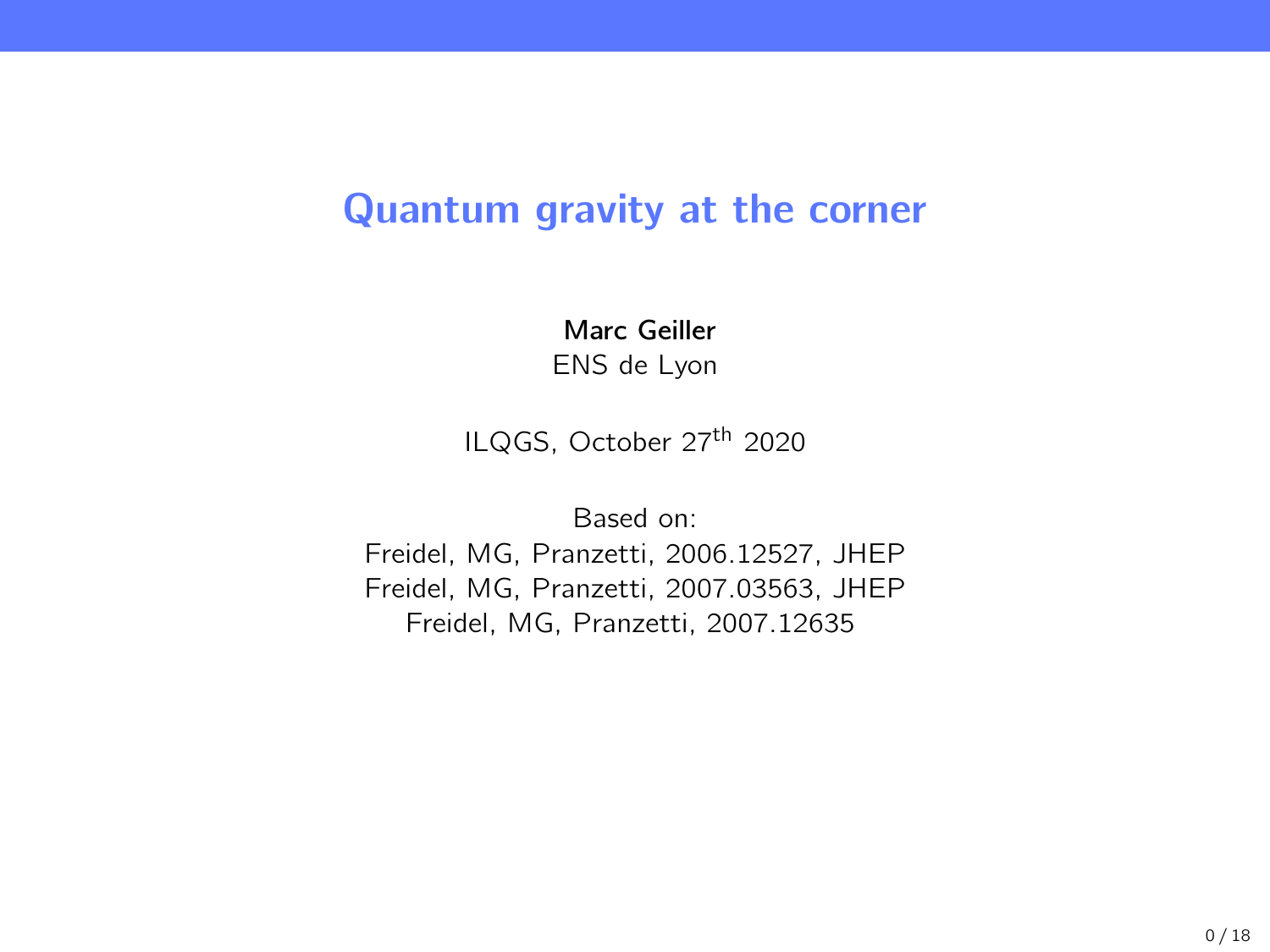# Quantum gravity at the corner

**Marc Geiller**
ENS de Lyon

ILQGS, October 27$^{\text{th}}$ 2020

Based on:
Freidel, MG, Pranzetti, 2006.12527, JHEP
Freidel, MG, Pranzetti, 2007.03563, JHEP
Freidel, MG, Pranzetti, 2007.12635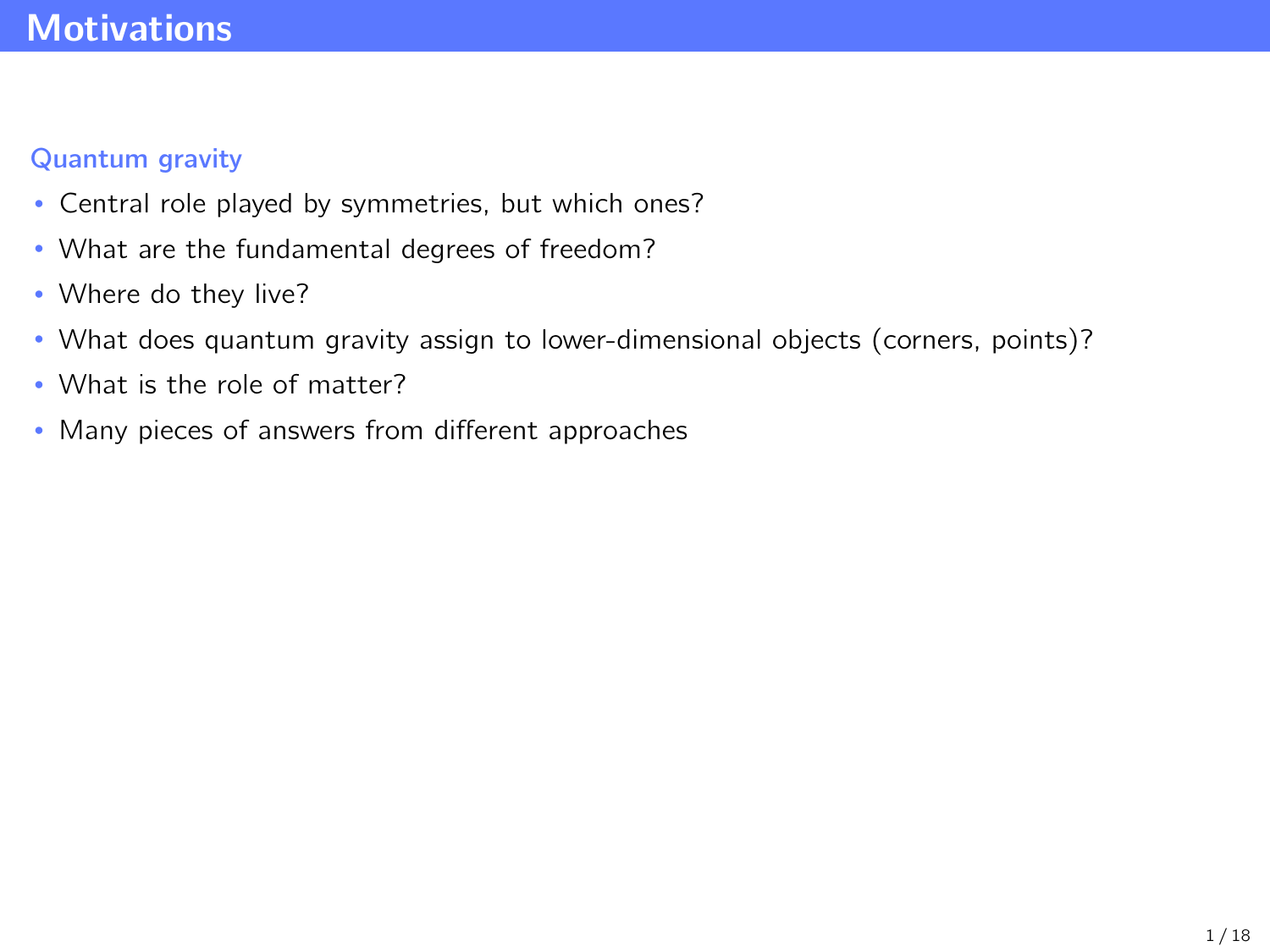# Motivations

### Quantum gravity

- Central role played by symmetries, but which ones?
- What are the fundamental degrees of freedom?
- Where do they live?
- What does quantum gravity assign to lower-dimensional objects (corners, points)?
- What is the role of matter?
- Many pieces of answers from different approaches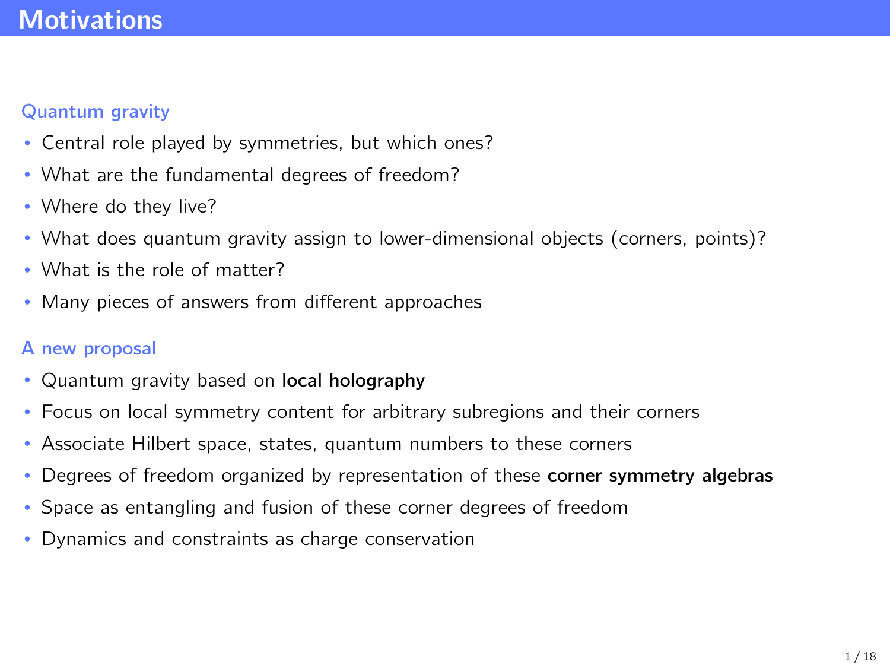# Motivations

## Quantum gravity

- Central role played by symmetries, but which ones?
- What are the fundamental degrees of freedom?
- Where do they live?
- What does quantum gravity assign to lower-dimensional objects (corners, points)?
- What is the role of matter?
- Many pieces of answers from different approaches

## A new proposal

- Quantum gravity based on **local holography**
- Focus on local symmetry content for arbitrary subregions and their corners
- Associate Hilbert space, states, quantum numbers to these corners
- Degrees of freedom organized by representation of these **corner symmetry algebras**
- Space as entangling and fusion of these corner degrees of freedom
- Dynamics and constraints as charge conservation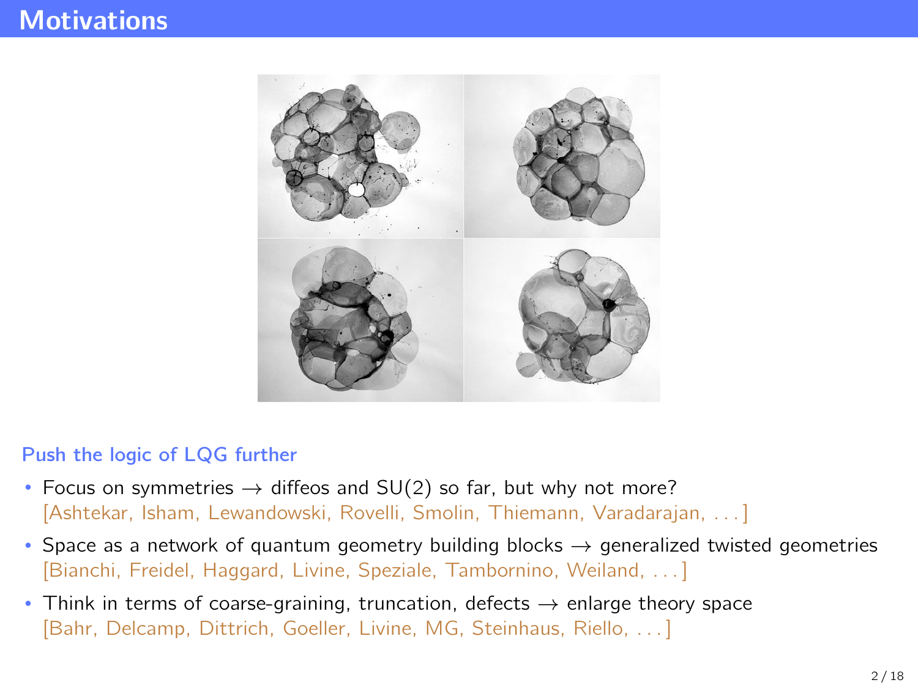# Motivations

**Push the logic of LQG further**

- Focus on symmetries → diffeos and SU(2) so far, but why not more?
  [Ashtekar, Isham, Lewandowski, Rovelli, Smolin, Thiemann, Varadarajan, . . . ]
- Space as a network of quantum geometry building blocks → generalized twisted geometries
  [Bianchi, Freidel, Haggard, Livine, Speziale, Tambornino, Weiland, . . . ]
- Think in terms of coarse-graining, truncation, defects → enlarge theory space
  [Bahr, Delcamp, Dittrich, Goeller, Livine, MG, Steinhaus, Riello, . . . ]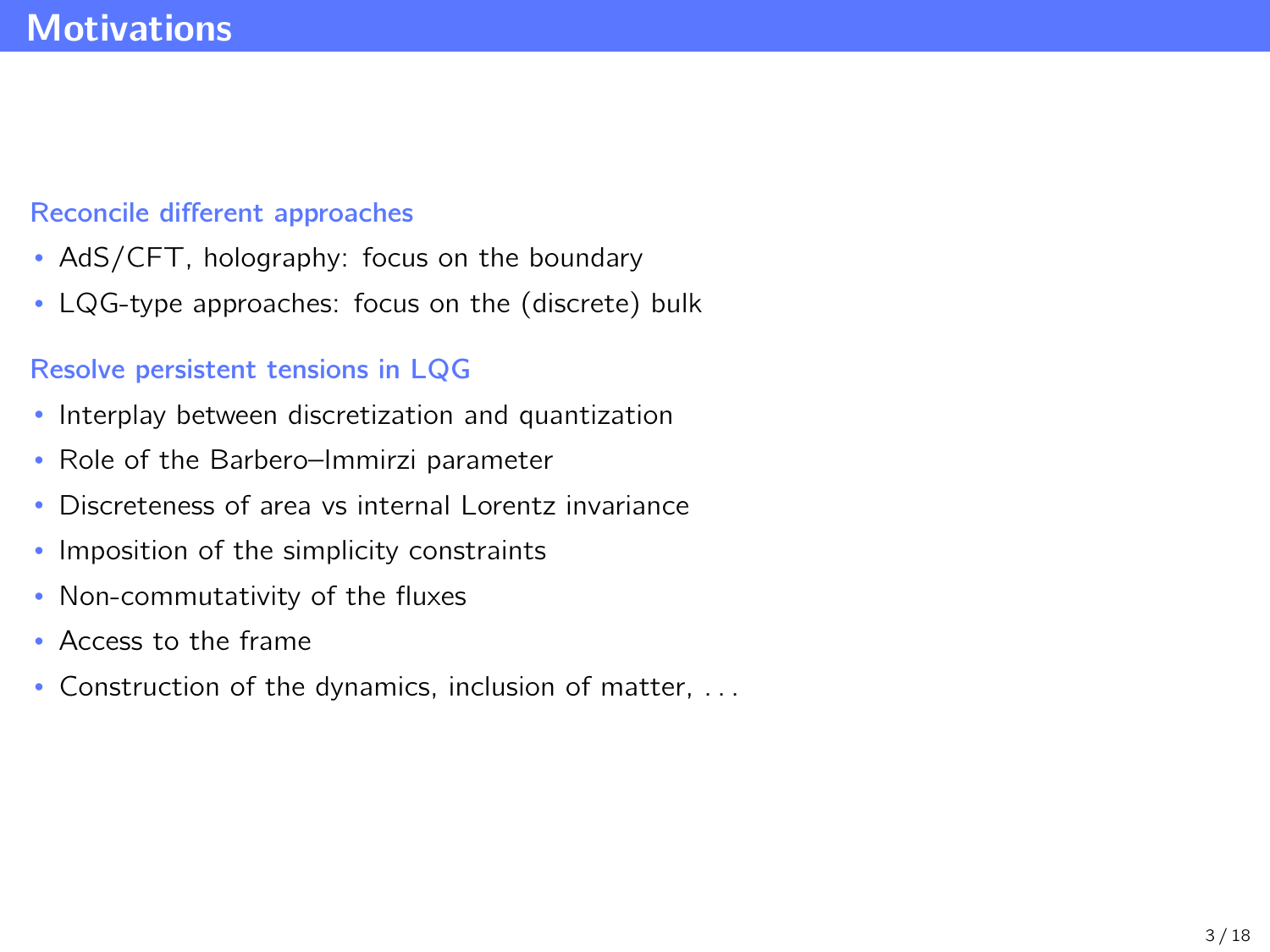# Motivations

### Reconcile different approaches

- AdS/CFT, holography: focus on the boundary
- LQG-type approaches: focus on the (discrete) bulk

### Resolve persistent tensions in LQG

- Interplay between discretization and quantization
- Role of the Barbero–Immirzi parameter
- Discreteness of area vs internal Lorentz invariance
- Imposition of the simplicity constraints
- Non-commutativity of the fluxes
- Access to the frame
- Construction of the dynamics, inclusion of matter, . . .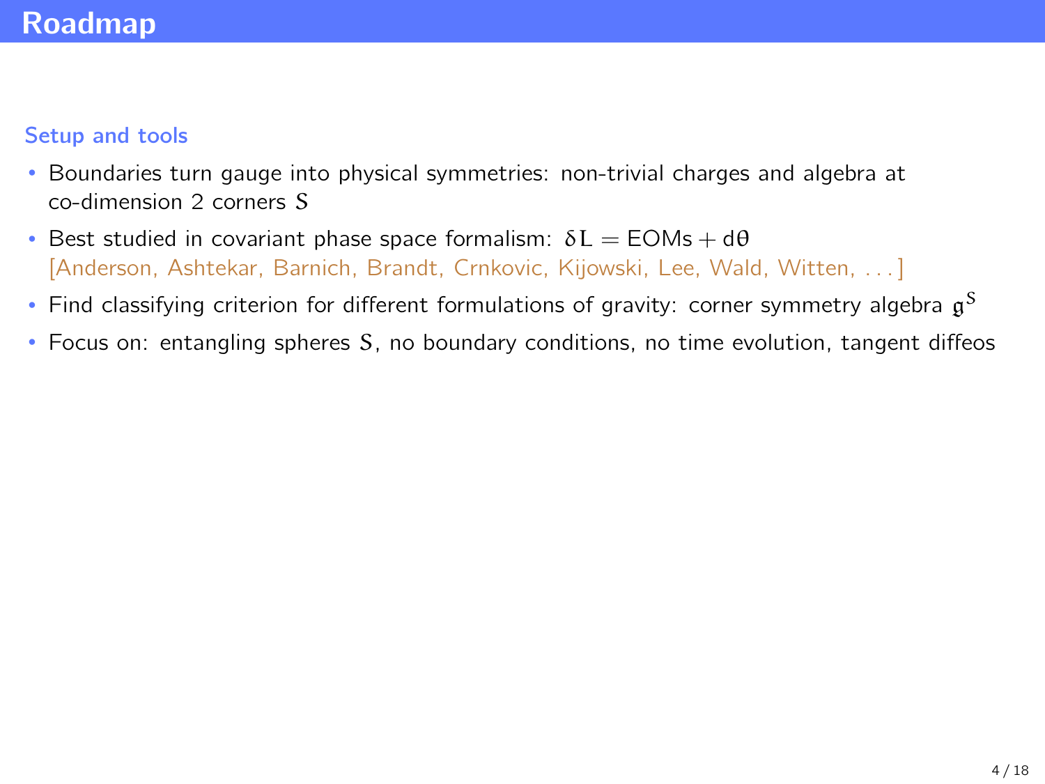# Roadmap

### Setup and tools

- Boundaries turn gauge into physical symmetries: non-trivial charges and algebra at co-dimension 2 corners $S$
- Best studied in covariant phase space formalism: $\delta L = \text{EOMs} + d\theta$
  [Anderson, Ashtekar, Barnich, Brandt, Crnkovic, Kijowski, Lee, Wald, Witten, ...]
- Find classifying criterion for different formulations of gravity: corner symmetry algebra $\mathfrak{g}^S$
- Focus on: entangling spheres $S$, no boundary conditions, no time evolution, tangent diffeos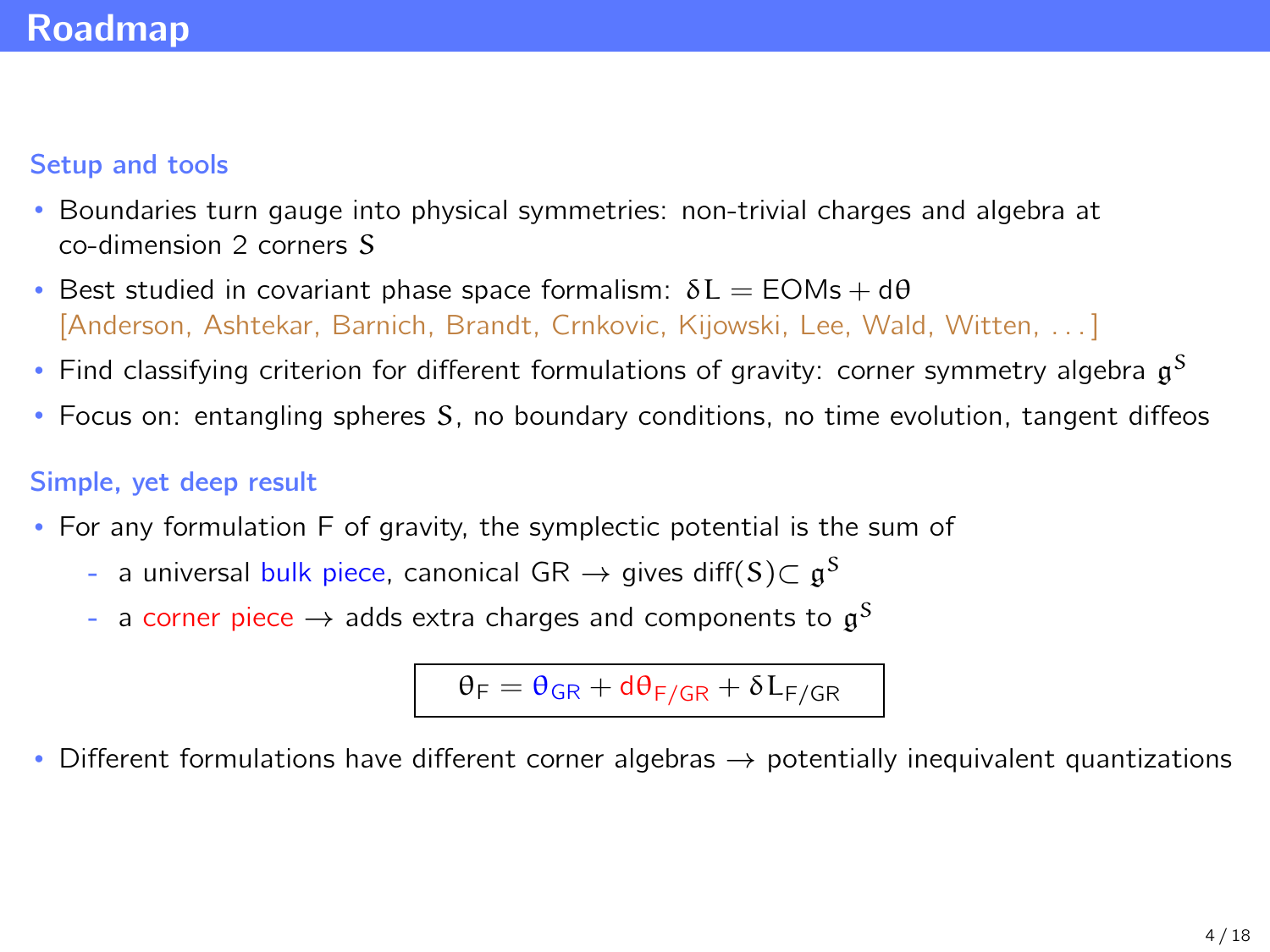# Roadmap

### Setup and tools

- Boundaries turn gauge into physical symmetries: non-trivial charges and algebra at co-dimension 2 corners $S$
- Best studied in covariant phase space formalism: $\delta L = \text{EOMs} + d\theta$
  [Anderson, Ashtekar, Barnich, Brandt, Crnkovic, Kijowski, Lee, Wald, Witten, . . . ]
- Find classifying criterion for different formulations of gravity: corner symmetry algebra $\mathfrak{g}^S$
- Focus on: entangling spheres $S$, no boundary conditions, no time evolution, tangent diffeos

### Simple, yet deep result

- For any formulation F of gravity, the symplectic potential is the sum of
  - a universal bulk piece, canonical GR → gives diff$(S) \subset \mathfrak{g}^S$
  - a corner piece → adds extra charges and components to $\mathfrak{g}^S$

$$\boxed{\theta_{\mathsf{F}} = \theta_{\mathsf{GR}} + d\theta_{\mathsf{F/GR}} + \delta L_{\mathsf{F/GR}}}$$

- Different formulations have different corner algebras → potentially inequivalent quantizations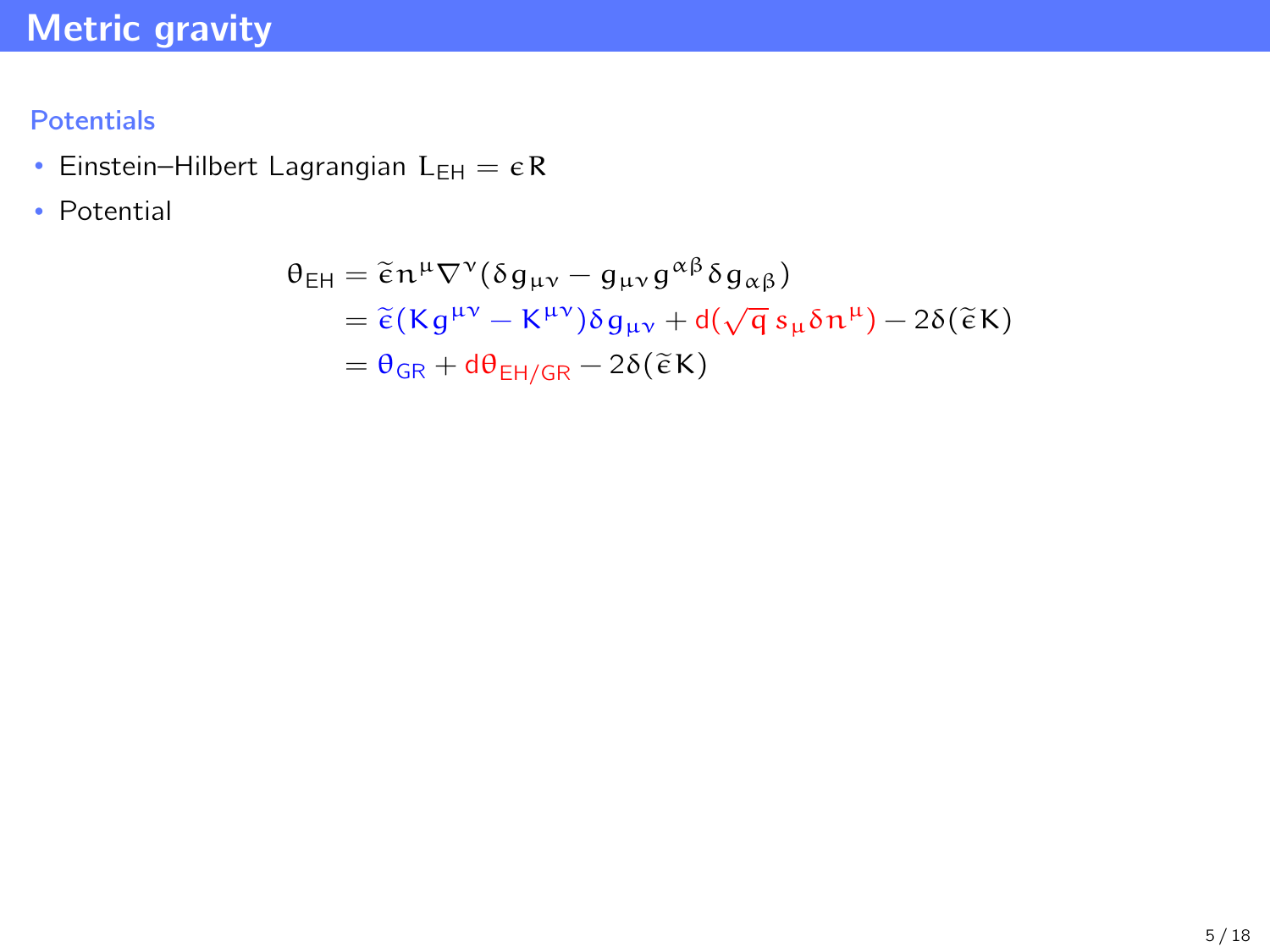# Metric gravity

### Potentials

- Einstein–Hilbert Lagrangian $L_{\mathsf{EH}} = \epsilon R$
- Potential

$$
\begin{aligned}
\theta_{\mathsf{EH}} &= \widetilde{\epsilon}\, n^{\mu} \nabla^{\nu} (\delta g_{\mu\nu} - g_{\mu\nu} g^{\alpha\beta} \delta g_{\alpha\beta}) \\
&= \widetilde{\epsilon} (K g^{\mu\nu} - K^{\mu\nu}) \delta g_{\mu\nu} + \mathrm{d}(\sqrt{q}\, s_{\mu} \delta n^{\mu}) - 2\delta(\widetilde{\epsilon} K) \\
&= \theta_{\mathsf{GR}} + \mathrm{d}\theta_{\mathsf{EH/GR}} - 2\delta(\widetilde{\epsilon} K)
\end{aligned}
$$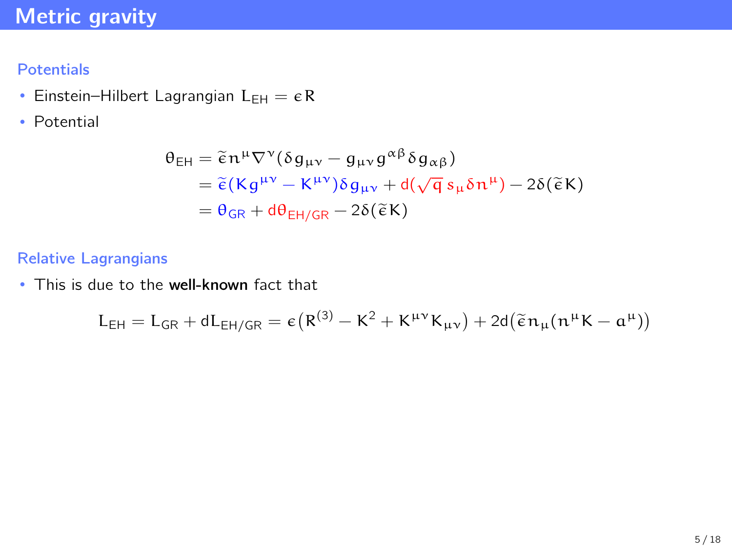# Metric gravity

### Potentials

- Einstein–Hilbert Lagrangian $L_{\text{EH}} = \epsilon R$
- Potential

$$
\begin{aligned}
\theta_{\text{EH}} &= \widetilde{\epsilon} n^{\mu} \nabla^{\nu} (\delta g_{\mu\nu} - g_{\mu\nu} g^{\alpha\beta} \delta g_{\alpha\beta}) \\
&= \widetilde{\epsilon} (K g^{\mu\nu} - K^{\mu\nu}) \delta g_{\mu\nu} + \mathrm{d}(\sqrt{q}\, s_{\mu} \delta n^{\mu}) - 2\delta(\widetilde{\epsilon} K) \\
&= \theta_{\text{GR}} + \mathrm{d}\theta_{\text{EH/GR}} - 2\delta(\widetilde{\epsilon} K)
\end{aligned}
$$

### Relative Lagrangians

- This is due to the **well-known** fact that

$$
L_{\text{EH}} = L_{\text{GR}} + \mathrm{d}L_{\text{EH/GR}} = \epsilon \big( R^{(3)} - K^2 + K^{\mu\nu} K_{\mu\nu} \big) + 2\mathrm{d}\big( \widetilde{\epsilon} n_{\mu} (n^{\mu} K - a^{\mu}) \big)
$$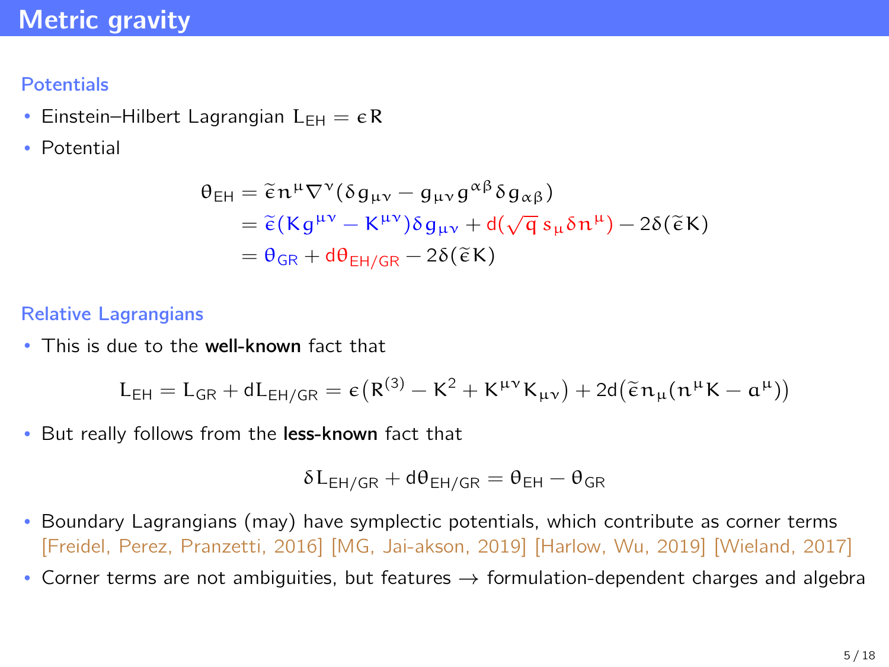# Metric gravity

### Potentials

- Einstein–Hilbert Lagrangian $L_{\mathsf{EH}} = \epsilon R$
- Potential

$$
\begin{aligned}
\theta_{\mathsf{EH}} &= \tilde{\epsilon} n^{\mu} \nabla^{\nu} (\delta g_{\mu\nu} - g_{\mu\nu} g^{\alpha\beta} \delta g_{\alpha\beta}) \\
&= \tilde{\epsilon}(K g^{\mu\nu} - K^{\mu\nu}) \delta g_{\mu\nu} + \mathsf{d}(\sqrt{q}\, s_{\mu} \delta n^{\mu}) - 2\delta(\tilde{\epsilon} K) \\
&= \theta_{\mathsf{GR}} + \mathsf{d}\theta_{\mathsf{EH/GR}} - 2\delta(\tilde{\epsilon} K)
\end{aligned}
$$

### Relative Lagrangians

- This is due to the **well-known** fact that

$$
L_{\mathsf{EH}} = L_{\mathsf{GR}} + \mathsf{d}L_{\mathsf{EH/GR}} = \epsilon\big(R^{(3)} - K^2 + K^{\mu\nu} K_{\mu\nu}\big) + 2\mathsf{d}\big(\tilde{\epsilon} n_{\mu} (n^{\mu} K - a^{\mu})\big)
$$

- But really follows from the **less-known** fact that

$$
\delta L_{\mathsf{EH/GR}} + \mathsf{d}\theta_{\mathsf{EH/GR}} = \theta_{\mathsf{EH}} - \theta_{\mathsf{GR}}
$$

- Boundary Lagrangians (may) have symplectic potentials, which contribute as corner terms [Freidel, Perez, Pranzetti, 2016] [MG, Jai-akson, 2019] [Harlow, Wu, 2019] [Wieland, 2017]
- Corner terms are not ambiguities, but features → formulation-dependent charges and algebra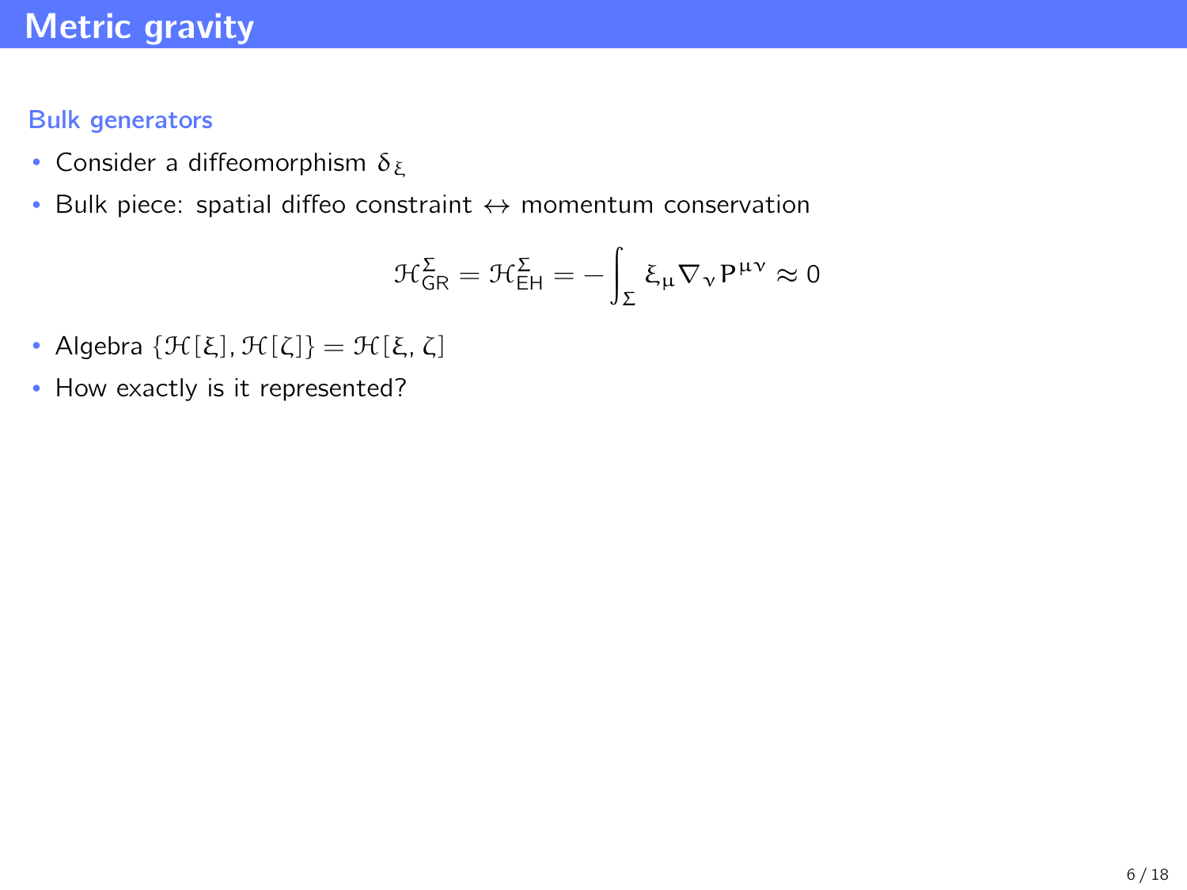# Metric gravity

### Bulk generators

- Consider a diffeomorphism $\delta_\xi$
- Bulk piece: spatial diffeo constraint $\leftrightarrow$ momentum conservation

$$\mathcal{H}^{\Sigma}_{\mathrm{GR}} = \mathcal{H}^{\Sigma}_{\mathrm{EH}} = -\int_{\Sigma} \xi_\mu \nabla_\nu P^{\mu\nu} \approx 0$$

- Algebra $\{\mathcal{H}[\xi], \mathcal{H}[\zeta]\} = \mathcal{H}[\xi, \zeta]$
- How exactly is it represented?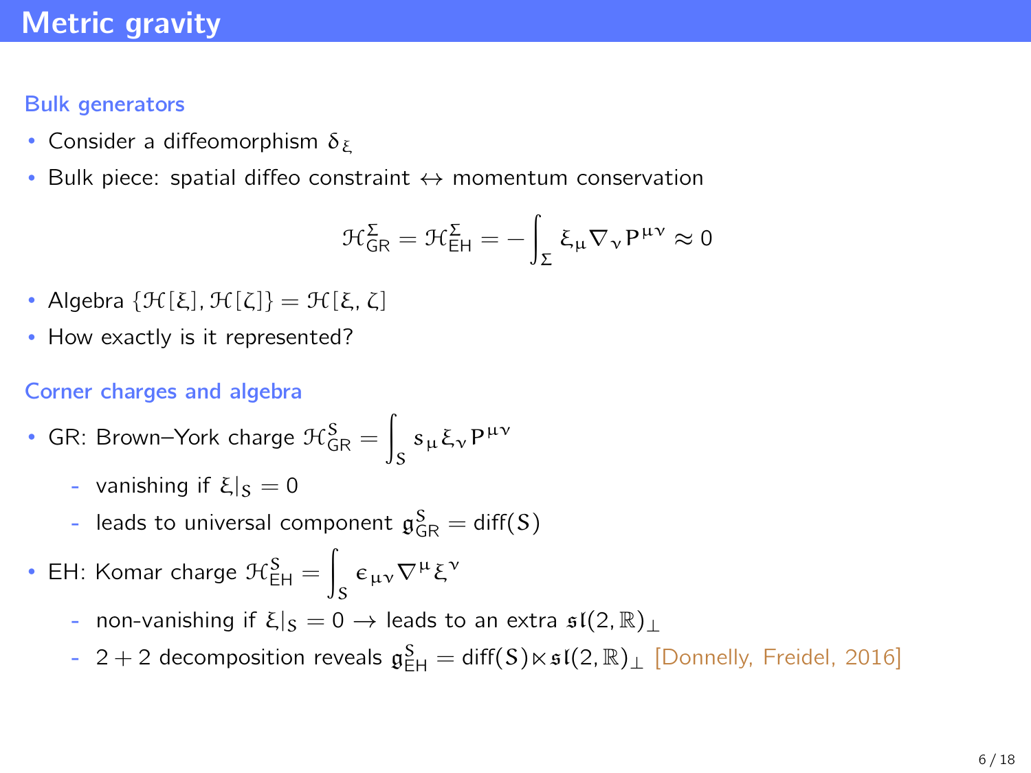# Metric gravity

## Bulk generators

- Consider a diffeomorphism $\delta_\xi$
- Bulk piece: spatial diffeo constraint $\leftrightarrow$ momentum conservation

$$\mathcal{H}^{\Sigma}_{\mathsf{GR}} = \mathcal{H}^{\Sigma}_{\mathsf{EH}} = -\int_\Sigma \xi_\mu \nabla_\nu P^{\mu\nu} \approx 0$$

- Algebra $\{\mathcal{H}[\xi], \mathcal{H}[\zeta]\} = \mathcal{H}[\xi, \zeta]$
- How exactly is it represented?

## Corner charges and algebra

- GR: Brown–York charge $\mathcal{H}^{S}_{\mathsf{GR}} = \int_S s_\mu \xi_\nu P^{\mu\nu}$
  - vanishing if $\xi|_S = 0$
  - leads to universal component $\mathfrak{g}^S_{\mathsf{GR}} = \mathsf{diff}(S)$
- EH: Komar charge $\mathcal{H}^{S}_{\mathsf{EH}} = \int_S \epsilon_{\mu\nu} \nabla^\mu \xi^\nu$
  - non-vanishing if $\xi|_S = 0 \rightarrow$ leads to an extra $\mathfrak{sl}(2,\mathbb{R})_\perp$
  - $2+2$ decomposition reveals $\mathfrak{g}^S_{\mathsf{EH}} = \mathsf{diff}(S) \ltimes \mathfrak{sl}(2,\mathbb{R})_\perp$ [Donnelly, Freidel, 2016]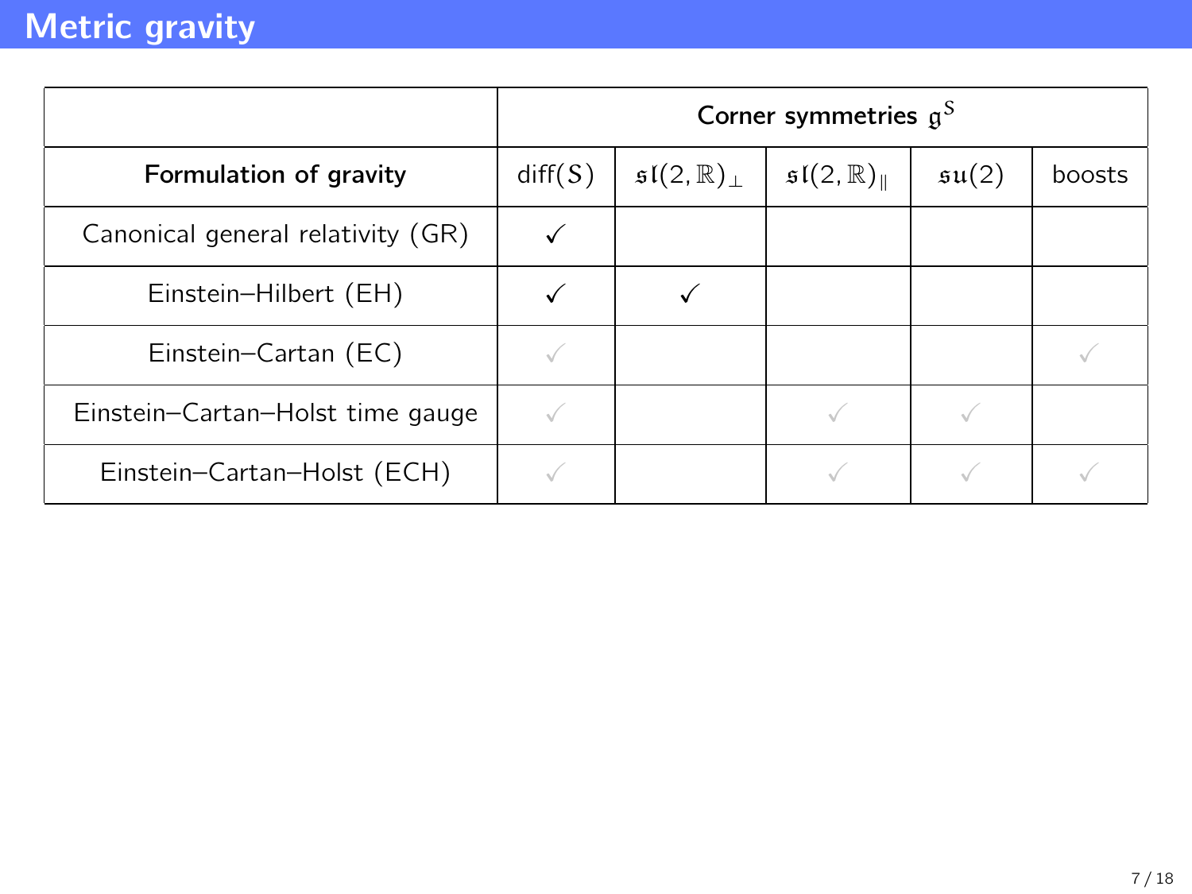# Metric gravity

| | Corner symmetries $\mathfrak{g}^S$ | | | | |
|---|---|---|---|---|---|
| **Formulation of gravity** | diff($S$) | $\mathfrak{sl}(2,\mathbb{R})_\perp$ | $\mathfrak{sl}(2,\mathbb{R})_\parallel$ | $\mathfrak{su}(2)$ | boosts |
| Canonical general relativity (GR) | ✓ | | | | |
| Einstein–Hilbert (EH) | ✓ | ✓ | | | |
| Einstein–Cartan (EC) | ✓ | | | | ✓ |
| Einstein–Cartan–Holst time gauge | ✓ | | ✓ | ✓ | |
| Einstein–Cartan–Holst (ECH) | ✓ | | ✓ | ✓ | ✓ |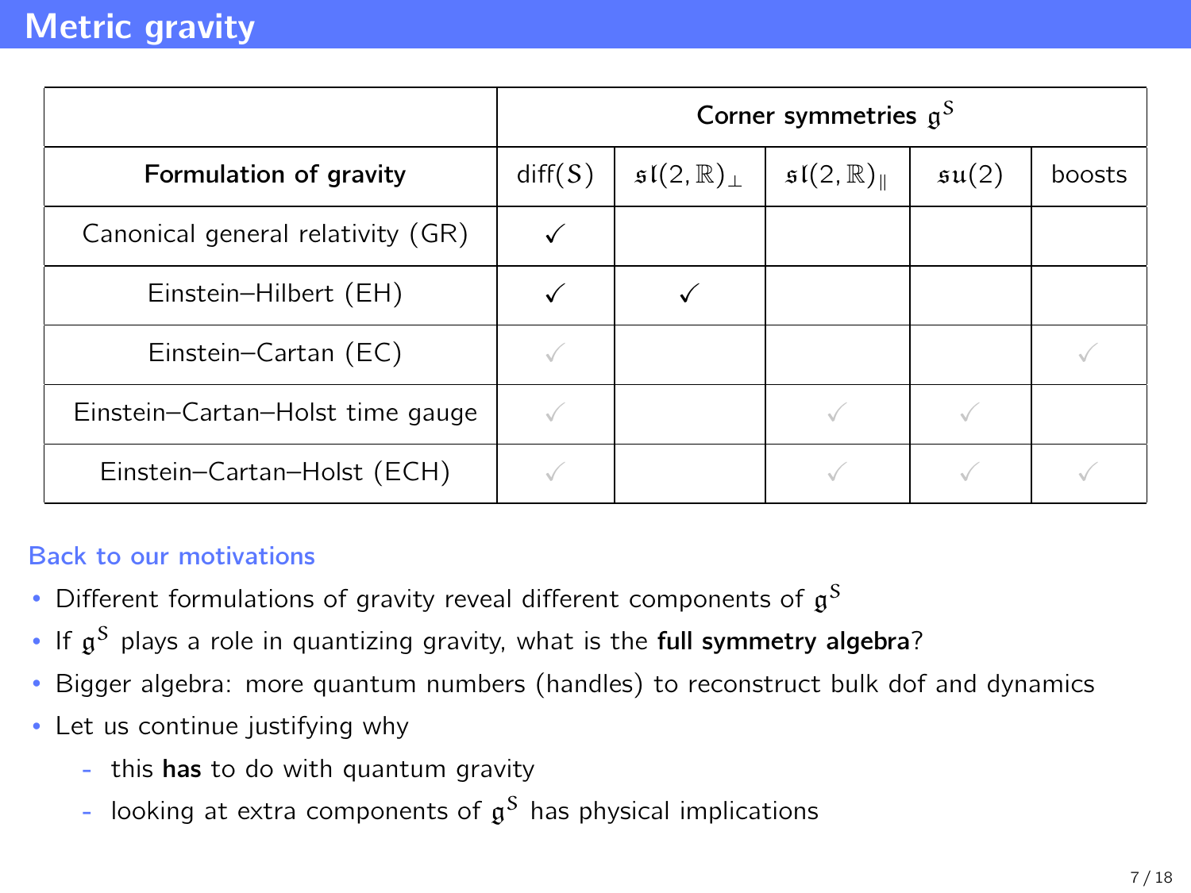# Metric gravity

| | Corner symmetries $\mathfrak{g}^S$ | | | | |
|---|---|---|---|---|---|
| **Formulation of gravity** | diff($S$) | $\mathfrak{sl}(2,\mathbb{R})_\perp$ | $\mathfrak{sl}(2,\mathbb{R})_\parallel$ | $\mathfrak{su}(2)$ | boosts |
| Canonical general relativity (GR) | ✓ | | | | |
| Einstein–Hilbert (EH) | ✓ | ✓ | | | |
| Einstein–Cartan (EC) | ✓ | | | | ✓ |
| Einstein–Cartan–Holst time gauge | ✓ | | ✓ | ✓ | |
| Einstein–Cartan–Holst (ECH) | ✓ | | ✓ | ✓ | ✓ |

### Back to our motivations

- Different formulations of gravity reveal different components of $\mathfrak{g}^S$
- If $\mathfrak{g}^S$ plays a role in quantizing gravity, what is the **full symmetry algebra**?
- Bigger algebra: more quantum numbers (handles) to reconstruct bulk dof and dynamics
- Let us continue justifying why
  - this **has** to do with quantum gravity
  - looking at extra components of $\mathfrak{g}^S$ has physical implications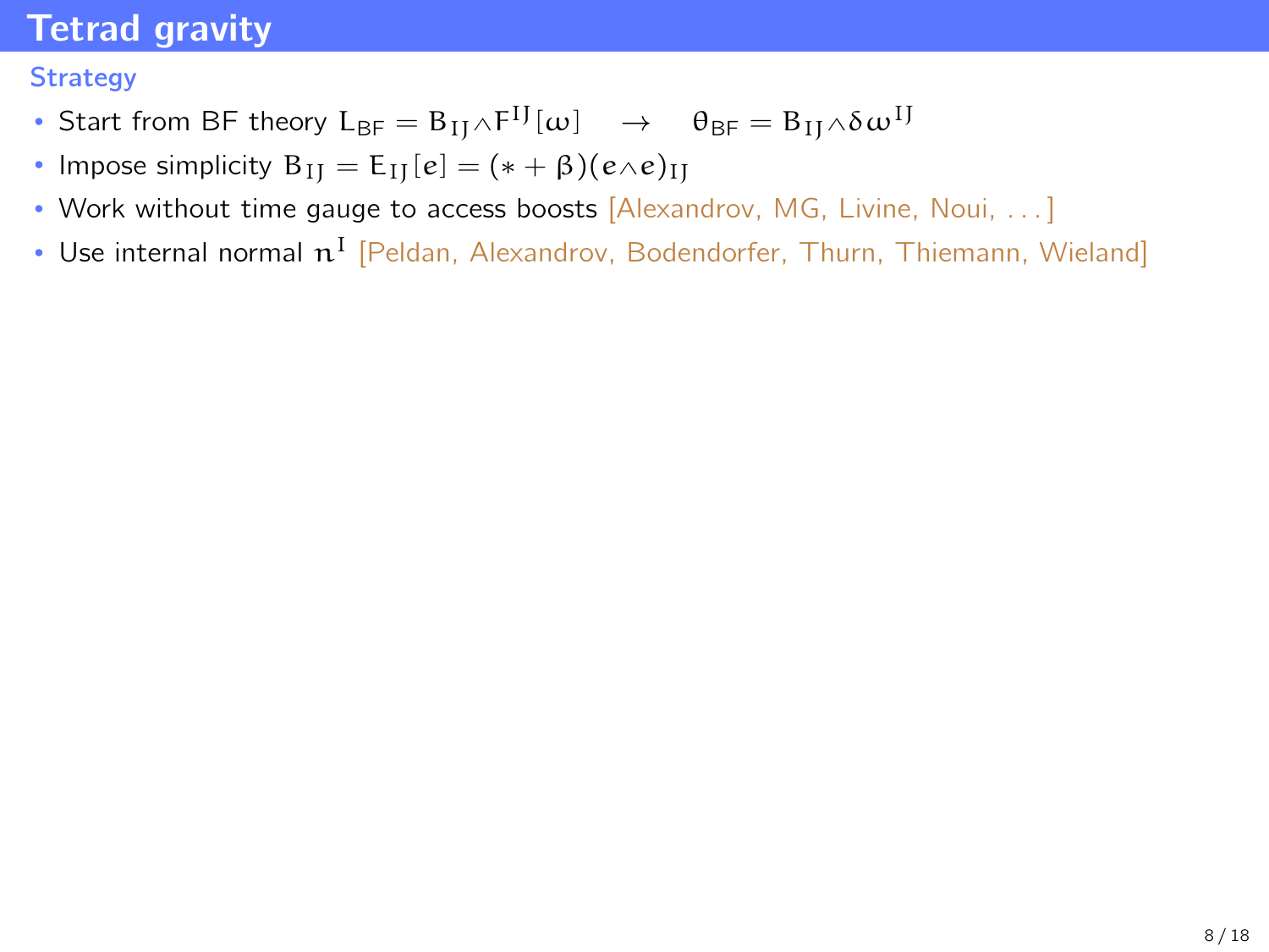# Tetrad gravity

## Strategy

- Start from BF theory $L_{\mathsf{BF}} = B_{IJ} \wedge F^{IJ}[\omega] \quad \rightarrow \quad \theta_{\mathsf{BF}} = B_{IJ} \wedge \delta\omega^{IJ}$
- Impose simplicity $B_{IJ} = E_{IJ}[e] = (* + \beta)(e \wedge e)_{IJ}$
- Work without time gauge to access boosts [Alexandrov, MG, Livine, Noui, ...]
- Use internal normal $n^I$ [Peldan, Alexandrov, Bodendorfer, Thurn, Thiemann, Wieland]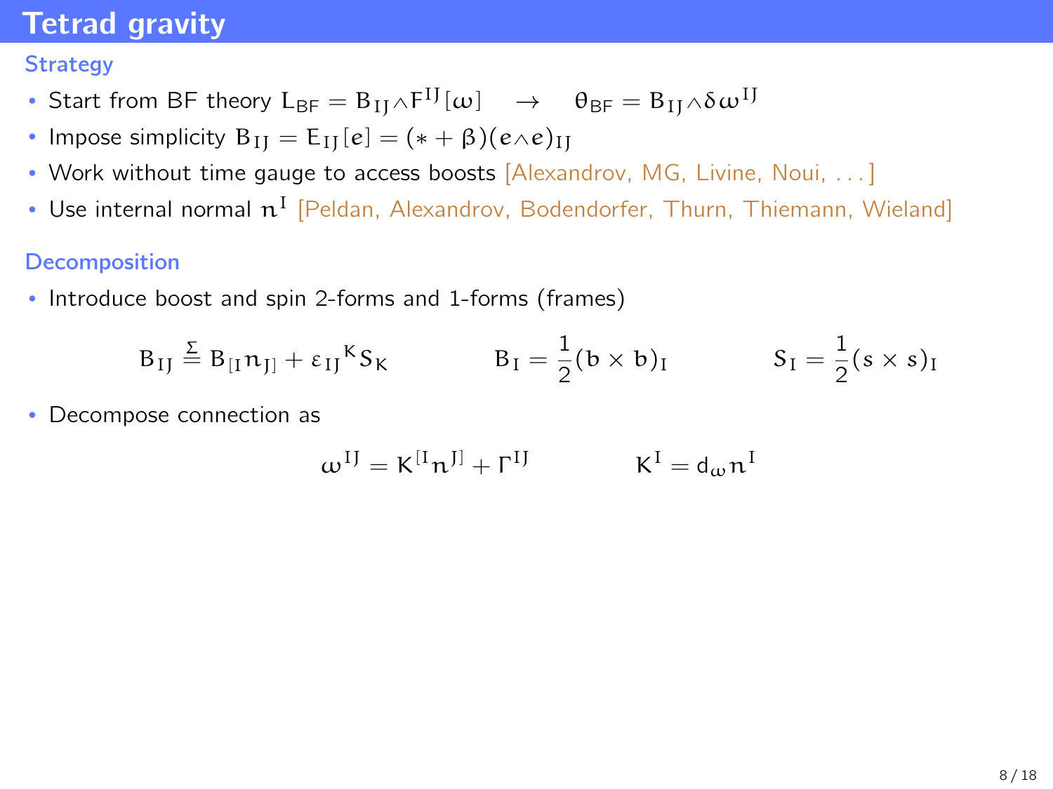# Tetrad gravity

## Strategy

- Start from BF theory $L_{\text{BF}} = B_{IJ} \wedge F^{IJ}[\omega] \quad \rightarrow \quad \theta_{\text{BF}} = B_{IJ} \wedge \delta\omega^{IJ}$
- Impose simplicity $B_{IJ} = E_{IJ}[e] = (* + \beta)(e \wedge e)_{IJ}$
- Work without time gauge to access boosts [Alexandrov, MG, Livine, Noui, ...]
- Use internal normal $n^I$ [Peldan, Alexandrov, Bodendorfer, Thurn, Thiemann, Wieland]

## Decomposition

- Introduce boost and spin 2-forms and 1-forms (frames)

$$B_{IJ} \stackrel{\Sigma}{=} B_{[I} n_{J]} + \varepsilon_{IJ}{}^{K} S_K \qquad\qquad B_I = \frac{1}{2}(b \times b)_I \qquad\qquad S_I = \frac{1}{2}(s \times s)_I$$

- Decompose connection as

$$\omega^{IJ} = K^{[I} n^{J]} + \Gamma^{IJ} \qquad\qquad K^I = d_\omega n^I$$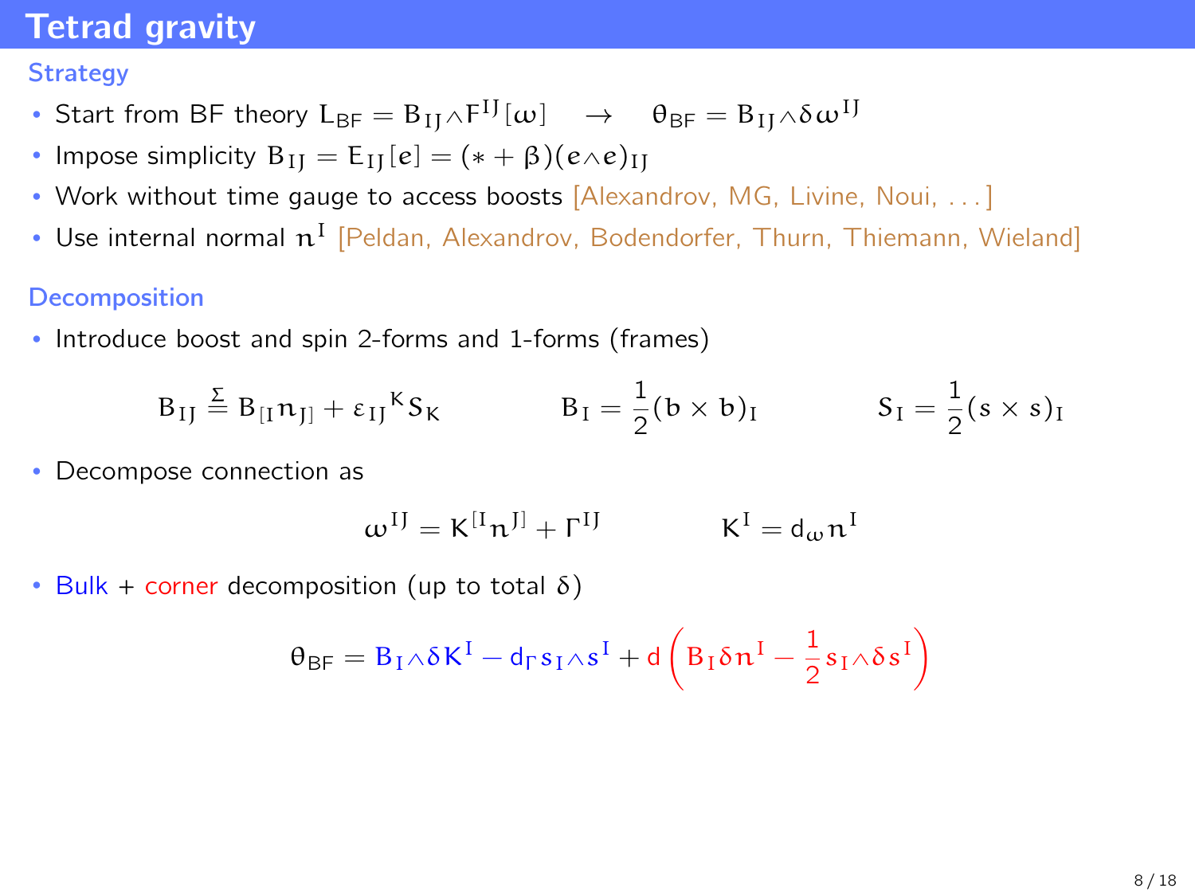# Tetrad gravity

## Strategy

- Start from BF theory $L_{\mathsf{BF}} = B_{IJ} \wedge F^{IJ}[\omega] \quad \rightarrow \quad \theta_{\mathsf{BF}} = B_{IJ} \wedge \delta\omega^{IJ}$
- Impose simplicity $B_{IJ} = E_{IJ}[e] = (* + \beta)(e \wedge e)_{IJ}$
- Work without time gauge to access boosts [Alexandrov, MG, Livine, Noui, ...]
- Use internal normal $n^I$ [Peldan, Alexandrov, Bodendorfer, Thurn, Thiemann, Wieland]

## Decomposition

- Introduce boost and spin 2-forms and 1-forms (frames)

$$B_{IJ} \overset{\Sigma}{=} B_{[I} n_{J]} + \varepsilon_{IJ}{}^{K} S_K \qquad B_I = \frac{1}{2}(b \times b)_I \qquad S_I = \frac{1}{2}(s \times s)_I$$

- Decompose connection as

$$\omega^{IJ} = K^{[I} n^{J]} + \Gamma^{IJ} \qquad K^I = d_\omega n^I$$

- Bulk + corner decomposition (up to total $\delta$)

$$\theta_{\mathsf{BF}} = B_I \wedge \delta K^I - d_\Gamma s_I \wedge s^I + d\left( B_I \delta n^I - \frac{1}{2} s_I \wedge \delta s^I \right)$$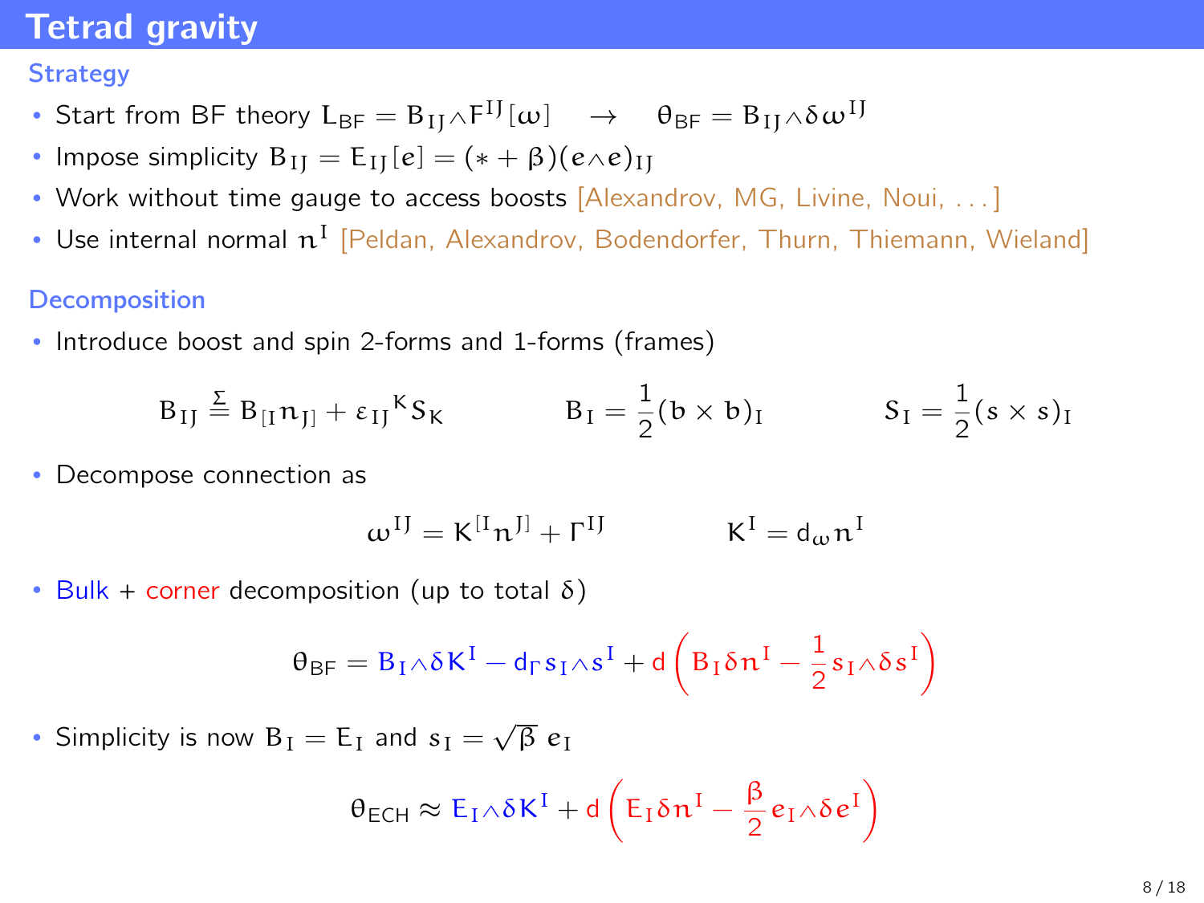# Tetrad gravity

## Strategy

- Start from BF theory $L_{\text{BF}} = B_{IJ} \wedge F^{IJ}[\omega] \quad \rightarrow \quad \theta_{\text{BF}} = B_{IJ} \wedge \delta \omega^{IJ}$
- Impose simplicity $B_{IJ} = E_{IJ}[e] = (* + \beta)(e \wedge e)_{IJ}$
- Work without time gauge to access boosts [Alexandrov, MG, Livine, Noui, ...]
- Use internal normal $n^I$ [Peldan, Alexandrov, Bodendorfer, Thurn, Thiemann, Wieland]

## Decomposition

- Introduce boost and spin 2-forms and 1-forms (frames)

$$B_{IJ} \stackrel{\Sigma}{=} B_{[I} n_{J]} + \varepsilon_{IJ}{}^{K} S_K \qquad\qquad B_I = \frac{1}{2}(b \times b)_I \qquad\qquad S_I = \frac{1}{2}(s \times s)_I$$

- Decompose connection as

$$\omega^{IJ} = K^{[I} n^{J]} + \Gamma^{IJ} \qquad\qquad K^I = d_\omega n^I$$

- Bulk + corner decomposition (up to total $\delta$)

$$\theta_{\text{BF}} = B_I \wedge \delta K^I - d_\Gamma s_I \wedge s^I + d\left(B_I \delta n^I - \frac{1}{2} s_I \wedge \delta s^I\right)$$

- Simplicity is now $B_I = E_I$ and $s_I = \sqrt{\beta}\, e_I$

$$\theta_{\text{ECH}} \approx E_I \wedge \delta K^I + d\left(E_I \delta n^I - \frac{\beta}{2} e_I \wedge \delta e^I\right)$$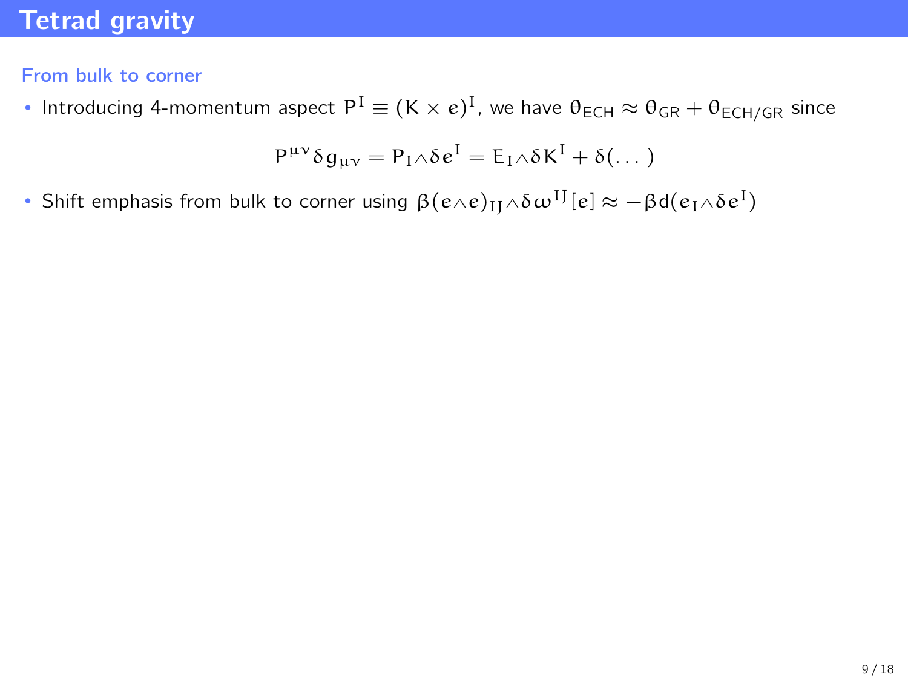# Tetrad gravity

### From bulk to corner

- Introducing 4-momentum aspect $P^I \equiv (K \times e)^I$, we have $\theta_{\text{ECH}} \approx \theta_{\text{GR}} + \theta_{\text{ECH/GR}}$ since

$$P^{\mu\nu}\delta g_{\mu\nu} = P_I \wedge \delta e^I = E_I \wedge \delta K^I + \delta(\dots)$$

- Shift emphasis from bulk to corner using $\beta(e \wedge e)_{IJ} \wedge \delta\omega^{IJ}[e] \approx -\beta \mathrm{d}(e_I \wedge \delta e^I)$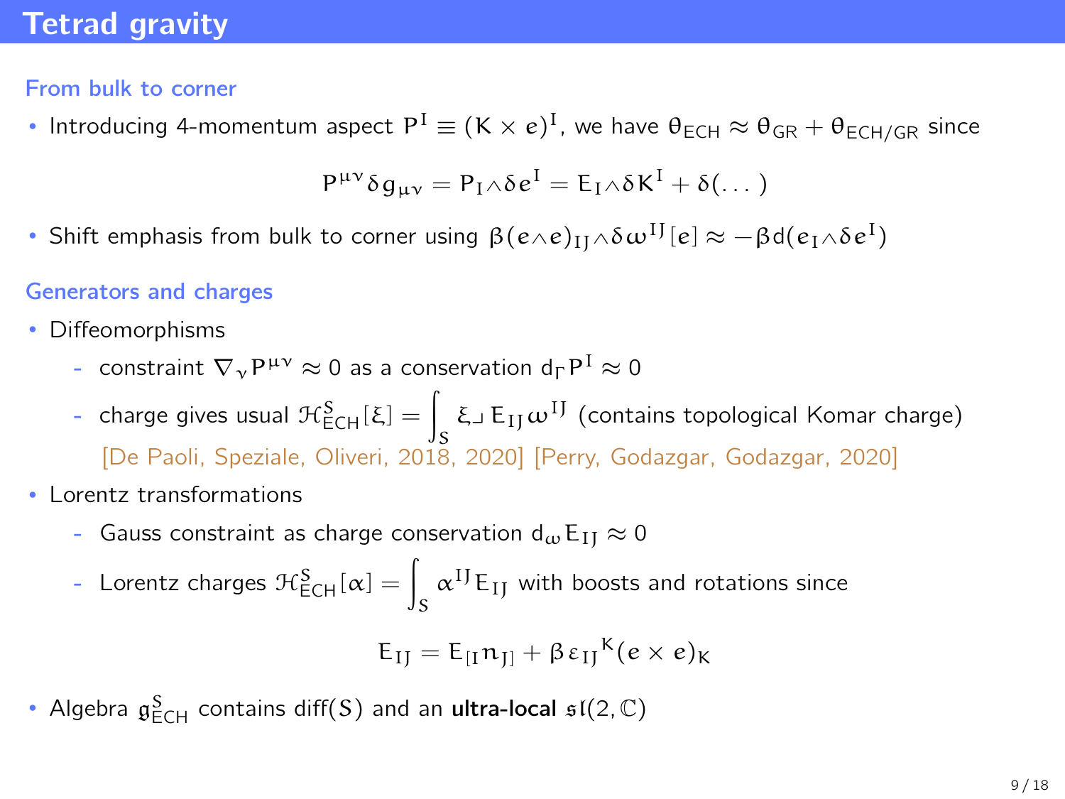# Tetrad gravity

### From bulk to corner

- Introducing 4-momentum aspect $P^I \equiv (K \times e)^I$, we have $\theta_{\text{ECH}} \approx \theta_{\text{GR}} + \theta_{\text{ECH/GR}}$ since

$$P^{\mu\nu}\delta g_{\mu\nu} = P_I \wedge \delta e^I = E_I \wedge \delta K^I + \delta(\dots)$$

- Shift emphasis from bulk to corner using $\beta(e \wedge e)_{IJ} \wedge \delta\omega^{IJ}[e] \approx -\beta d(e_I \wedge \delta e^I)$

### Generators and charges

- Diffeomorphisms
  - constraint $\nabla_\nu P^{\mu\nu} \approx 0$ as a conservation $d_\Gamma P^I \approx 0$
  - charge gives usual $\mathcal{H}^S_{\text{ECH}}[\xi] = \int_S \xi \lrcorner E_{IJ}\omega^{IJ}$ (contains topological Komar charge) [De Paoli, Speziale, Oliveri, 2018, 2020] [Perry, Godazgar, Godazgar, 2020]
- Lorentz transformations
  - Gauss constraint as charge conservation $d_\omega E_{IJ} \approx 0$
  - Lorentz charges $\mathcal{H}^S_{\text{ECH}}[\alpha] = \int_S \alpha^{IJ} E_{IJ}$ with boosts and rotations since

$$E_{IJ} = E_{[I}n_{J]} + \beta\, \varepsilon_{IJ}{}^K (e \times e)_K$$

- Algebra $\mathfrak{g}^S_{\text{ECH}}$ contains diff$(S)$ and an **ultra-local** $\mathfrak{sl}(2, \mathbb{C})$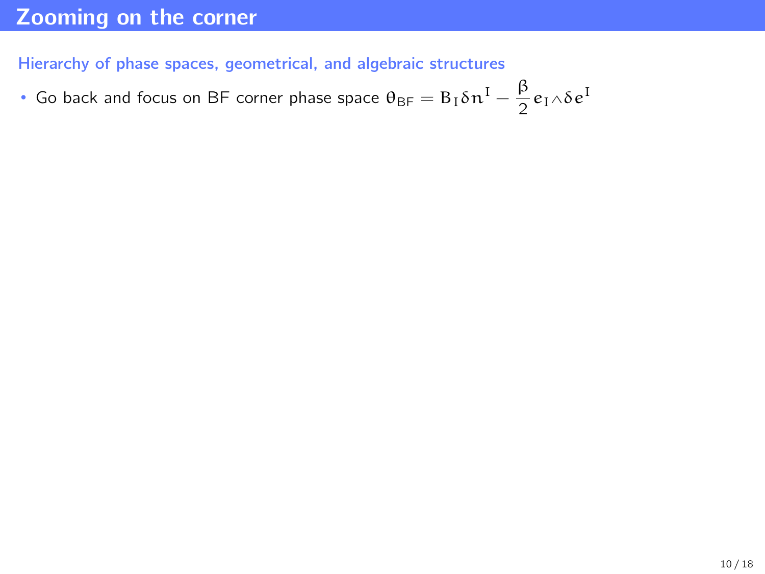# Zooming on the corner

## Hierarchy of phase spaces, geometrical, and algebraic structures

- Go back and focus on BF corner phase space $\theta_{\mathsf{BF}} = B_I \delta n^I - \dfrac{\beta}{2} e_I \wedge \delta e^I$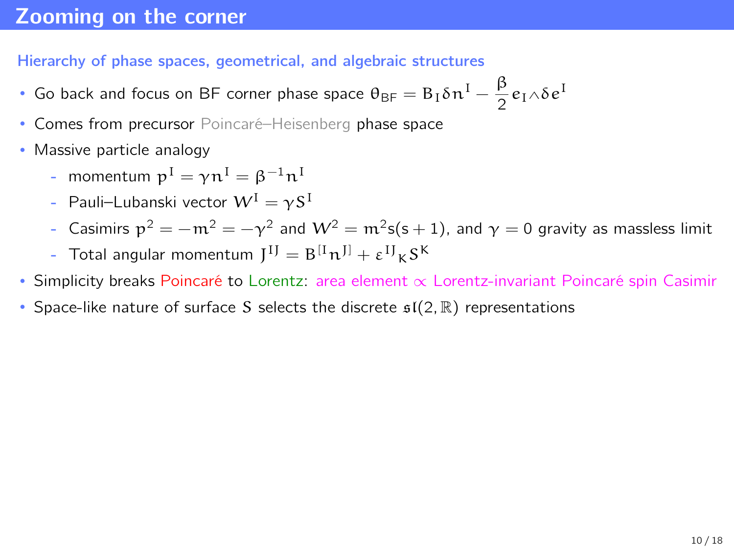# Zooming on the corner

**Hierarchy of phase spaces, geometrical, and algebraic structures**

- Go back and focus on BF corner phase space $\theta_{\mathsf{BF}} = B_I \delta n^I - \dfrac{\beta}{2} e_I \wedge \delta e^I$
- Comes from precursor Poincaré–Heisenberg phase space
- Massive particle analogy
  - momentum $p^I = \gamma n^I = \beta^{-1} n^I$
  - Pauli–Lubanski vector $\mathcal{W}^I = \gamma S^I$
  - Casimirs $p^2 = -m^2 = -\gamma^2$ and $\mathcal{W}^2 = m^2 s(s+1)$, and $\gamma = 0$ gravity as massless limit
  - Total angular momentum $J^{IJ} = B^{[I} n^{J]} + \varepsilon^{IJ}{}_K S^K$
- Simplicity breaks Poincaré to Lorentz: area element $\propto$ Lorentz-invariant Poincaré spin Casimir
- Space-like nature of surface $S$ selects the discrete $\mathfrak{sl}(2, \mathbb{R})$ representations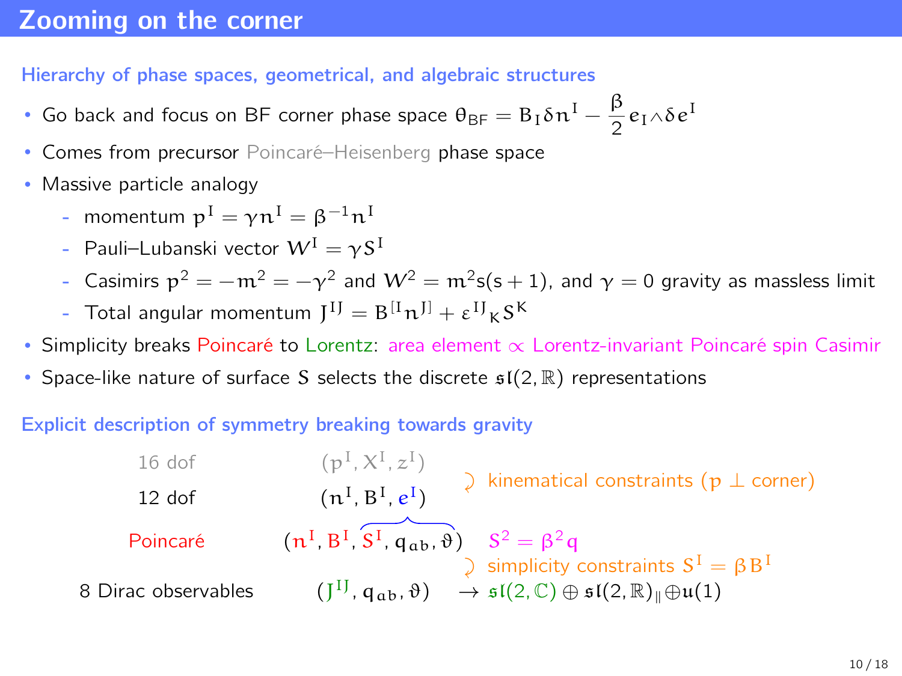# Zooming on the corner

### Hierarchy of phase spaces, geometrical, and algebraic structures

- Go back and focus on BF corner phase space $\theta_{\text{BF}} = B_I \delta n^I - \dfrac{\beta}{2} e_I \wedge \delta e^I$
- Comes from precursor Poincaré–Heisenberg phase space
- Massive particle analogy
  - momentum $p^I = \gamma n^I = \beta^{-1} n^I$
  - Pauli–Lubanski vector $W^I = \gamma S^I$
  - Casimirs $p^2 = -m^2 = -\gamma^2$ and $W^2 = m^2 s(s+1)$, and $\gamma = 0$ gravity as massless limit
  - Total angular momentum $J^{IJ} = B^{[I} n^{J]} + \varepsilon^{IJ}{}_K S^K$
- Simplicity breaks Poincaré to Lorentz: area element $\propto$ Lorentz-invariant Poincaré spin Casimir
- Space-like nature of surface $S$ selects the discrete $\mathfrak{sl}(2,\mathbb{R})$ representations

### Explicit description of symmetry breaking towards gravity

| | | |
|---|---|---|
| 16 dof | $(p^I, X^I, z^I)$ | |
| | | ⤸ kinematical constraints ($p \perp$ corner) |
| 12 dof | $(n^I, B^I, e^I)$ | |
| Poincaré | $(n^I, B^I, \overbrace{S^I, q_{ab}, \vartheta})$ | $S^2 = \beta^2 q$ |
| | | ⤸ simplicity constraints $S^I = \beta B^I$ |
| 8 Dirac observables | $(J^{IJ}, q_{ab}, \vartheta)$ | $\rightarrow \mathfrak{sl}(2,\mathbb{C}) \oplus \mathfrak{sl}(2,\mathbb{R})_{\parallel} \oplus \mathfrak{u}(1)$ |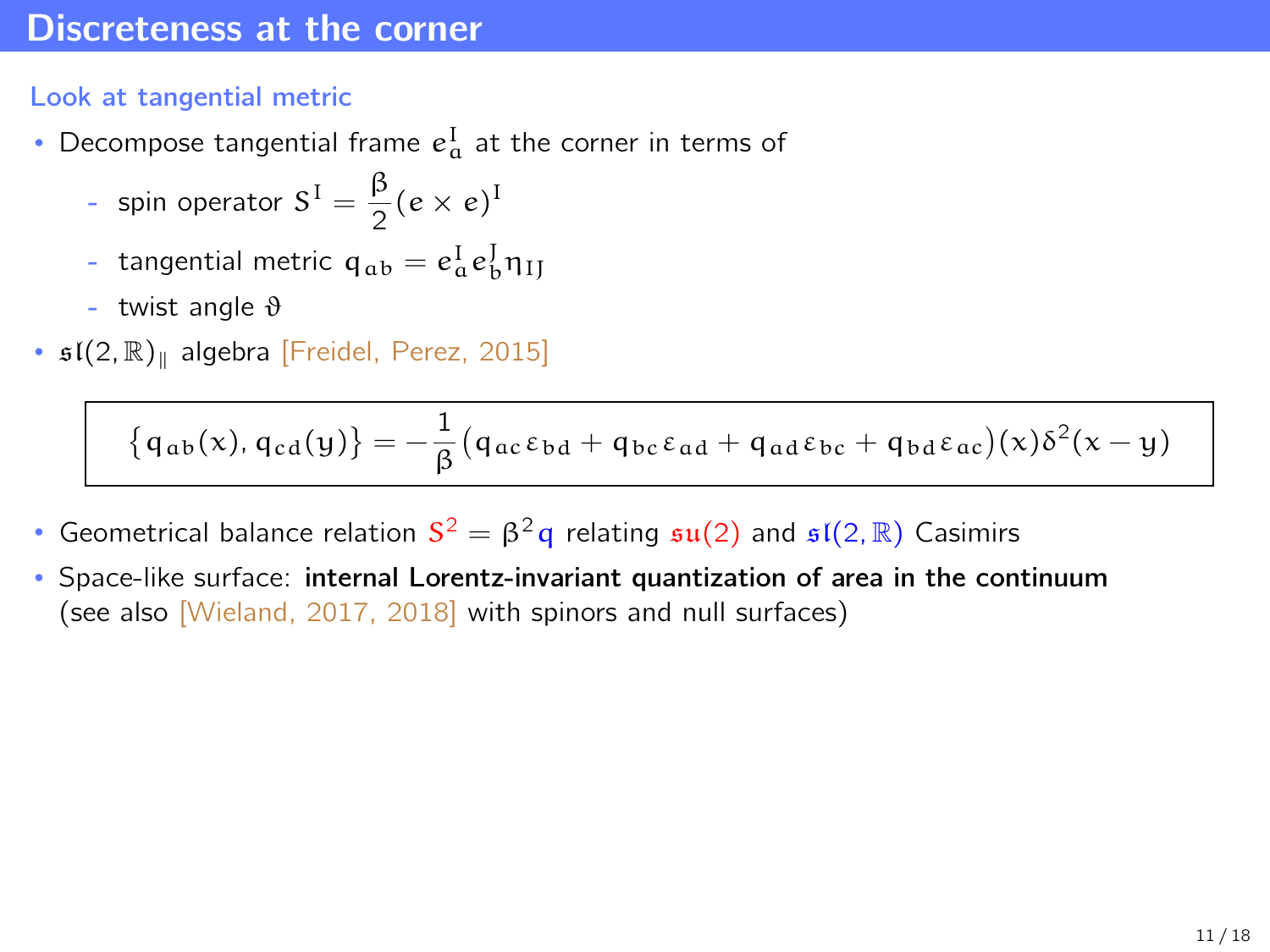# Discreteness at the corner

### Look at tangential metric

- Decompose tangential frame $e^I_a$ at the corner in terms of
  - spin operator $S^I = \frac{\beta}{2}(e \times e)^I$
  - tangential metric $q_{ab} = e^I_a e^J_b \eta_{IJ}$
  - twist angle $\vartheta$
- $\mathfrak{sl}(2,\mathbb{R})_{\parallel}$ algebra [Freidel, Perez, 2015]

$$\left\{q_{ab}(x), q_{cd}(y)\right\} = -\frac{1}{\beta}\left(q_{ac}\varepsilon_{bd} + q_{bc}\varepsilon_{ad} + q_{ad}\varepsilon_{bc} + q_{bd}\varepsilon_{ac}\right)(x)\delta^2(x-y)$$

- Geometrical balance relation $S^2 = \beta^2 q$ relating $\mathfrak{su}(2)$ and $\mathfrak{sl}(2,\mathbb{R})$ Casimirs
- Space-like surface: **internal Lorentz-invariant quantization of area in the continuum** (see also [Wieland, 2017, 2018] with spinors and null surfaces)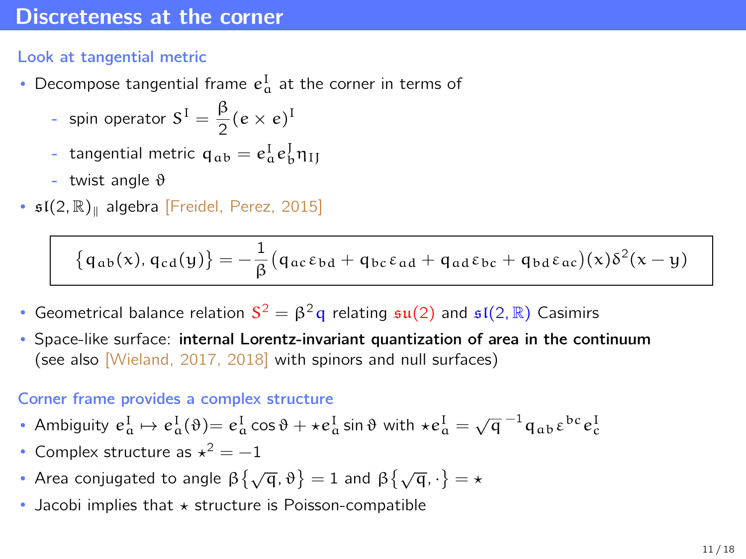# Discreteness at the corner

### Look at tangential metric

- Decompose tangential frame $e^I_a$ at the corner in terms of
  - spin operator $S^I = \dfrac{\beta}{2}(e \times e)^I$
  - tangential metric $q_{ab} = e^I_a e^J_b \eta_{IJ}$
  - twist angle $\vartheta$
- $\mathfrak{sl}(2,\mathbb{R})_{\parallel}$ algebra [Freidel, Perez, 2015]

$$\{q_{ab}(x), q_{cd}(y)\} = -\frac{1}{\beta}\big(q_{ac}\varepsilon_{bd} + q_{bc}\varepsilon_{ad} + q_{ad}\varepsilon_{bc} + q_{bd}\varepsilon_{ac}\big)(x)\delta^2(x-y)$$

- Geometrical balance relation $S^2 = \beta^2 q$ relating $\mathfrak{su}(2)$ and $\mathfrak{sl}(2,\mathbb{R})$ Casimirs
- Space-like surface: **internal Lorentz-invariant quantization of area in the continuum** (see also [Wieland, 2017, 2018] with spinors and null surfaces)

### Corner frame provides a complex structure

- Ambiguity $e^I_a \mapsto e^I_a(\vartheta) = e^I_a \cos\vartheta + \star e^I_a \sin\vartheta$ with $\star e^I_a = \sqrt{q}^{\,-1} q_{ab}\varepsilon^{bc} e^I_c$
- Complex structure as $\star^2 = -1$
- Area conjugated to angle $\beta\{\sqrt{q}, \vartheta\} = 1$ and $\beta\{\sqrt{q}, \cdot\} = \star$
- Jacobi implies that $\star$ structure is Poisson-compatible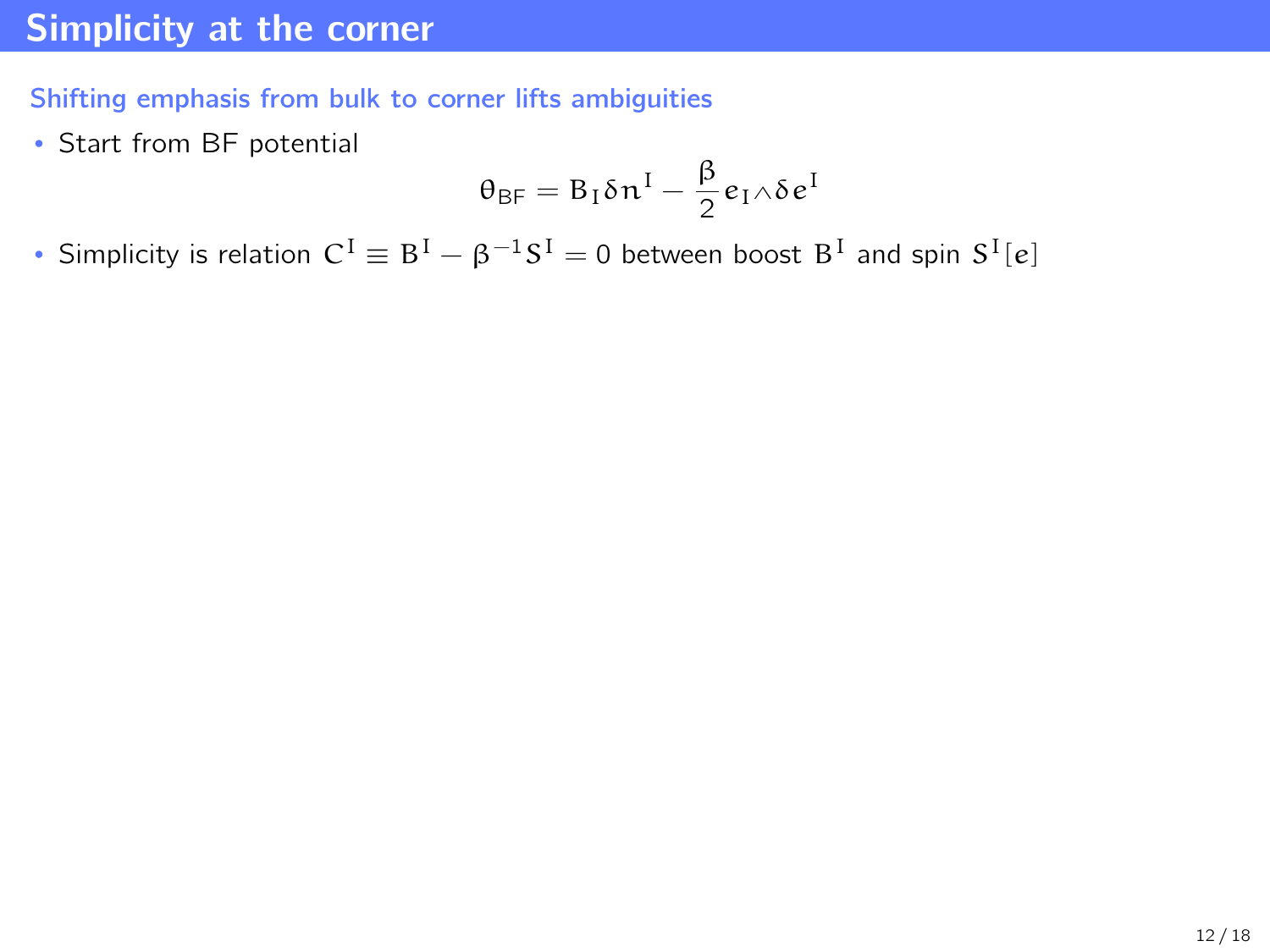# Simplicity at the corner

### Shifting emphasis from bulk to corner lifts ambiguities

- Start from BF potential

$$\theta_{\mathsf{BF}} = B_I \delta n^I - \frac{\beta}{2} e_I \wedge \delta e^I$$

- Simplicity is relation $C^I \equiv B^I - \beta^{-1} S^I = 0$ between boost $B^I$ and spin $S^I[e]$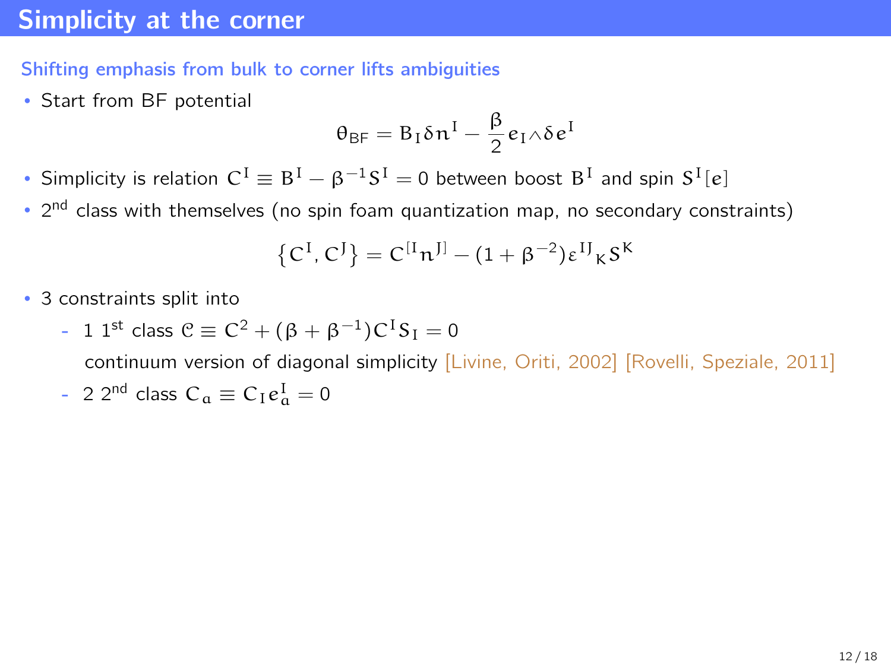# Simplicity at the corner

### Shifting emphasis from bulk to corner lifts ambiguities

- Start from BF potential

$$\theta_{\mathsf{BF}} = B_I \delta n^I - \frac{\beta}{2} e_I \wedge \delta e^I$$

- Simplicity is relation $C^I \equiv B^I - \beta^{-1} S^I = 0$ between boost $B^I$ and spin $S^I[e]$
- 2nd class with themselves (no spin foam quantization map, no secondary constraints)

$$\left\{C^I, C^J\right\} = C^{[I} n^{J]} - (1 + \beta^{-2}) \varepsilon^{IJ}{}_K S^K$$

- 3 constraints split into
  - 1 1st class $\mathcal{C} \equiv C^2 + (\beta + \beta^{-1}) C^I S_I = 0$

    continuum version of diagonal simplicity [Livine, Oriti, 2002] [Rovelli, Speziale, 2011]
  - 2 2nd class $C_a \equiv C_I e^I_a = 0$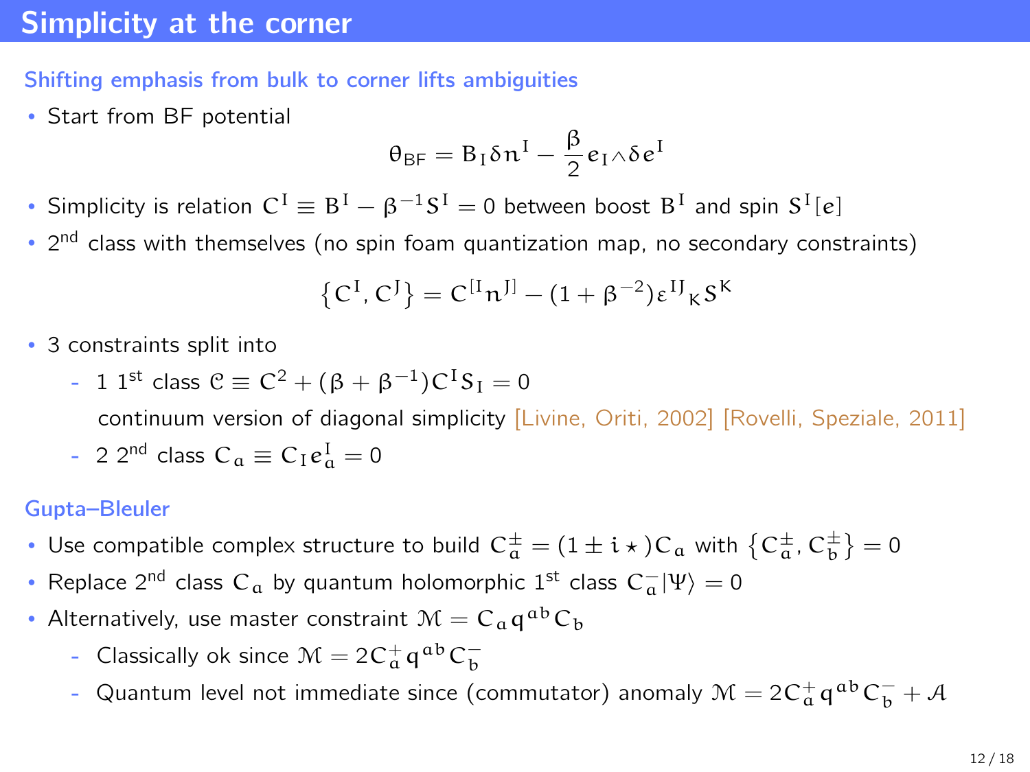# Simplicity at the corner

### Shifting emphasis from bulk to corner lifts ambiguities

- Start from BF potential

$$\theta_{\text{BF}} = B_I \delta n^I - \frac{\beta}{2} e_I \wedge \delta e^I$$

- Simplicity is relation $C^I \equiv B^I - \beta^{-1} S^I = 0$ between boost $B^I$ and spin $S^I[e]$
- 2[nd] class with themselves (no spin foam quantization map, no secondary constraints)

$$\{C^I, C^J\} = C^{[I} n^{J]} - (1 + \beta^{-2}) \varepsilon^{IJ}{}_K S^K$$

- 3 constraints split into
  - 1 1[st] class $\mathcal{C} \equiv C^2 + (\beta + \beta^{-1}) C^I S_I = 0$
    continuum version of diagonal simplicity [Livine, Oriti, 2002] [Rovelli, Speziale, 2011]
  - 2 2[nd] class $C_a \equiv C_I e^I_a = 0$

### Gupta–Bleuler

- Use compatible complex structure to build $C^{\pm}_a = (1 \pm i \star) C_a$ with $\{C^{\pm}_a, C^{\pm}_b\} = 0$
- Replace 2[nd] class $C_a$ by quantum holomorphic 1[st] class $C^-_a |\Psi\rangle = 0$
- Alternatively, use master constraint $\mathcal{M} = C_a q^{ab} C_b$
  - Classically ok since $\mathcal{M} = 2 C^+_a q^{ab} C^-_b$
  - Quantum level not immediate since (commutator) anomaly $\mathcal{M} = 2 C^+_a q^{ab} C^-_b + \mathcal{A}$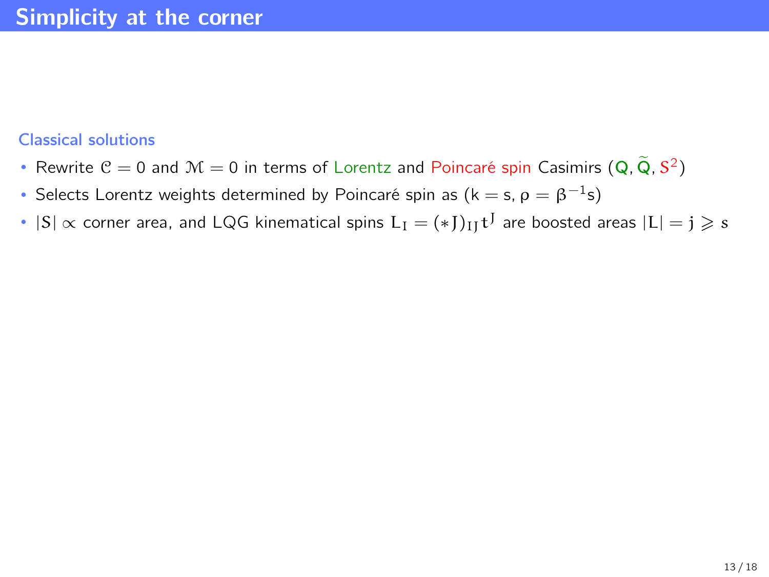# Simplicity at the corner

### Classical solutions

- Rewrite $\mathcal{C} = 0$ and $\mathcal{M} = 0$ in terms of Lorentz and Poincaré spin Casimirs ($\mathsf{Q}$, $\widetilde{\mathsf{Q}}$, $S^2$)
- Selects Lorentz weights determined by Poincaré spin as ($\mathsf{k} = \mathsf{s}$, $\rho = \beta^{-1}\mathsf{s}$)
- $|S| \propto$ corner area, and LQG kinematical spins $L_I = (*J)_{IJ}t^J$ are boosted areas $|L| = j \geqslant s$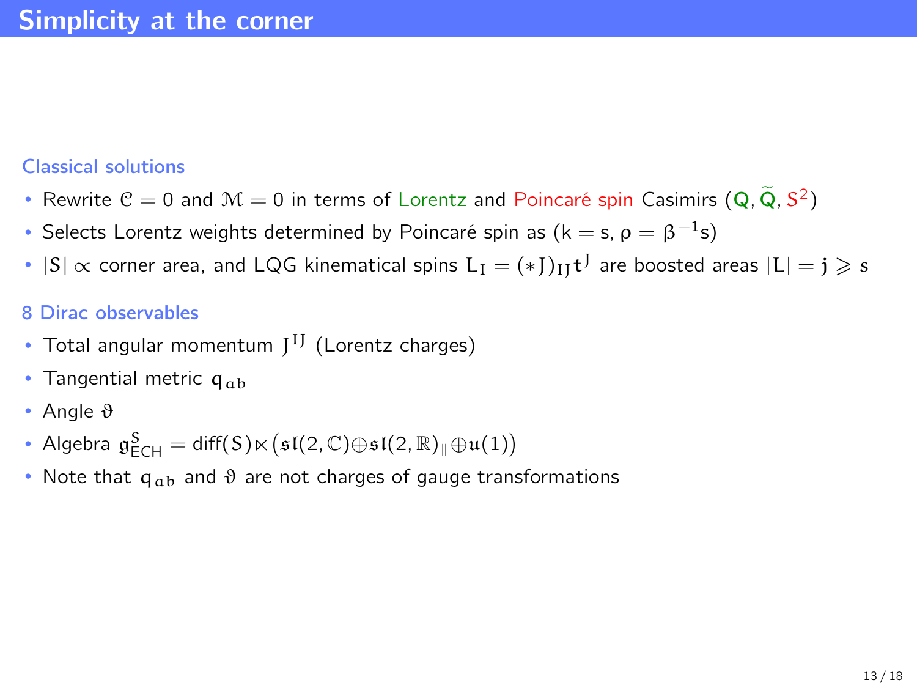# Simplicity at the corner

### Classical solutions

- Rewrite $\mathcal{C}=0$ and $\mathcal{M}=0$ in terms of Lorentz and Poincaré spin Casimirs ($\mathsf{Q}$, $\widetilde{\mathsf{Q}}$, $S^2$)
- Selects Lorentz weights determined by Poincaré spin as ($k=s$, $\rho=\beta^{-1}s$)
- $|S|\propto$ corner area, and LQG kinematical spins $L_I=(*J)_{IJ}t^J$ are boosted areas $|L|=j\geqslant s$

### 8 Dirac observables

- Total angular momentum $J^{IJ}$ (Lorentz charges)
- Tangential metric $q_{ab}$
- Angle $\vartheta$
- Algebra $\mathfrak{g}^S_{\mathsf{ECH}}=\mathsf{diff}(S)\ltimes\big(\mathfrak{sl}(2,\mathbb{C})\oplus\mathfrak{sl}(2,\mathbb{R})_\parallel\oplus\mathfrak{u}(1)\big)$
- Note that $q_{ab}$ and $\vartheta$ are not charges of gauge transformations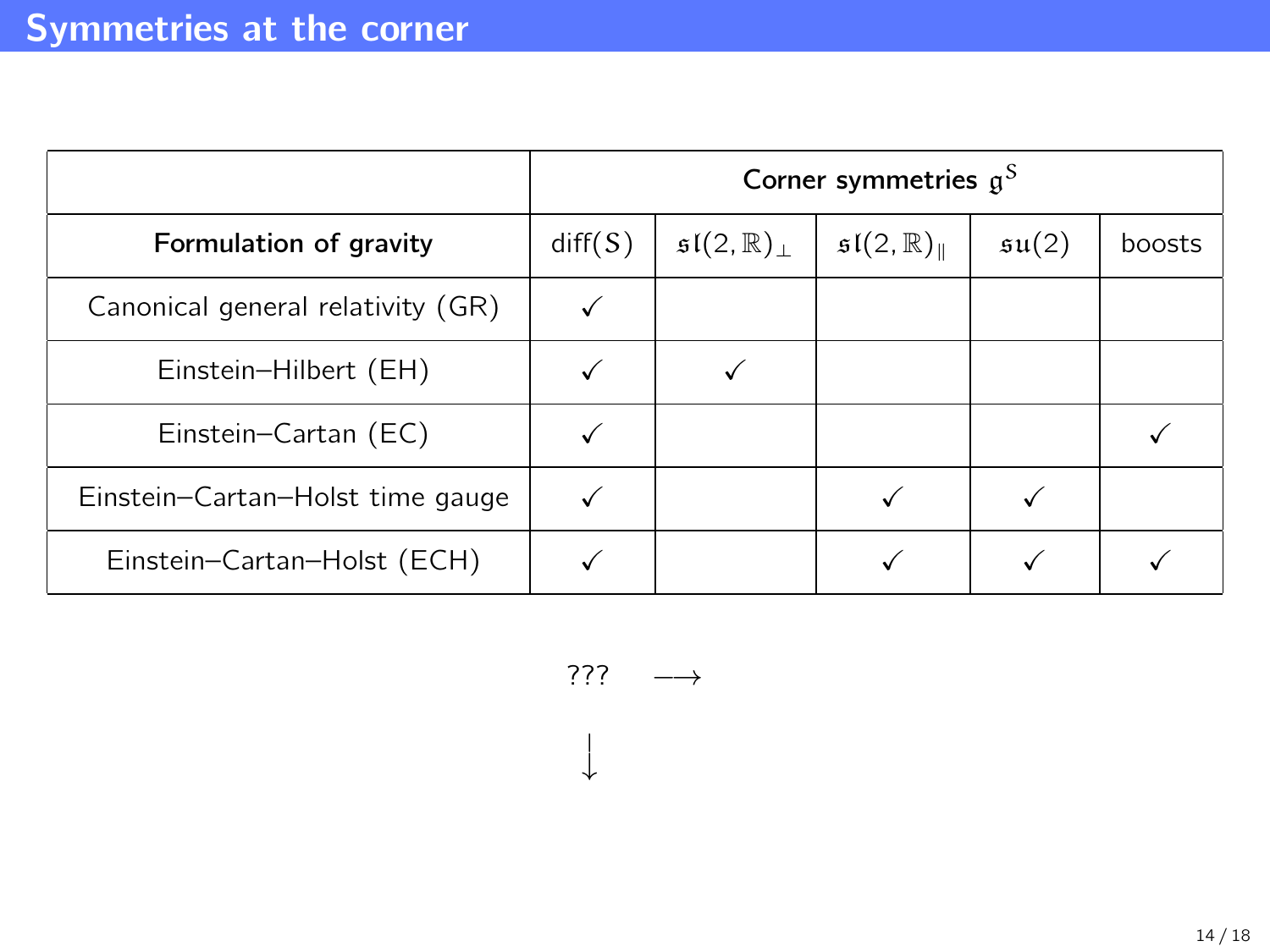# Symmetries at the corner

| | Corner symmetries $\mathfrak{g}^S$ | | | | |
|---|---|---|---|---|---|
| **Formulation of gravity** | $\text{diff}(S)$ | $\mathfrak{sl}(2,\mathbb{R})_\perp$ | $\mathfrak{sl}(2,\mathbb{R})_\parallel$ | $\mathfrak{su}(2)$ | boosts |
| Canonical general relativity (GR) | ✓ | | | | |
| Einstein–Hilbert (EH) | ✓ | ✓ | | | |
| Einstein–Cartan (EC) | ✓ | | | | ✓ |
| Einstein–Cartan–Holst time gauge | ✓ | | ✓ | ✓ | |
| Einstein–Cartan–Holst (ECH) | ✓ | | ✓ | ✓ | ✓ |

??? $\longrightarrow$

$\downarrow$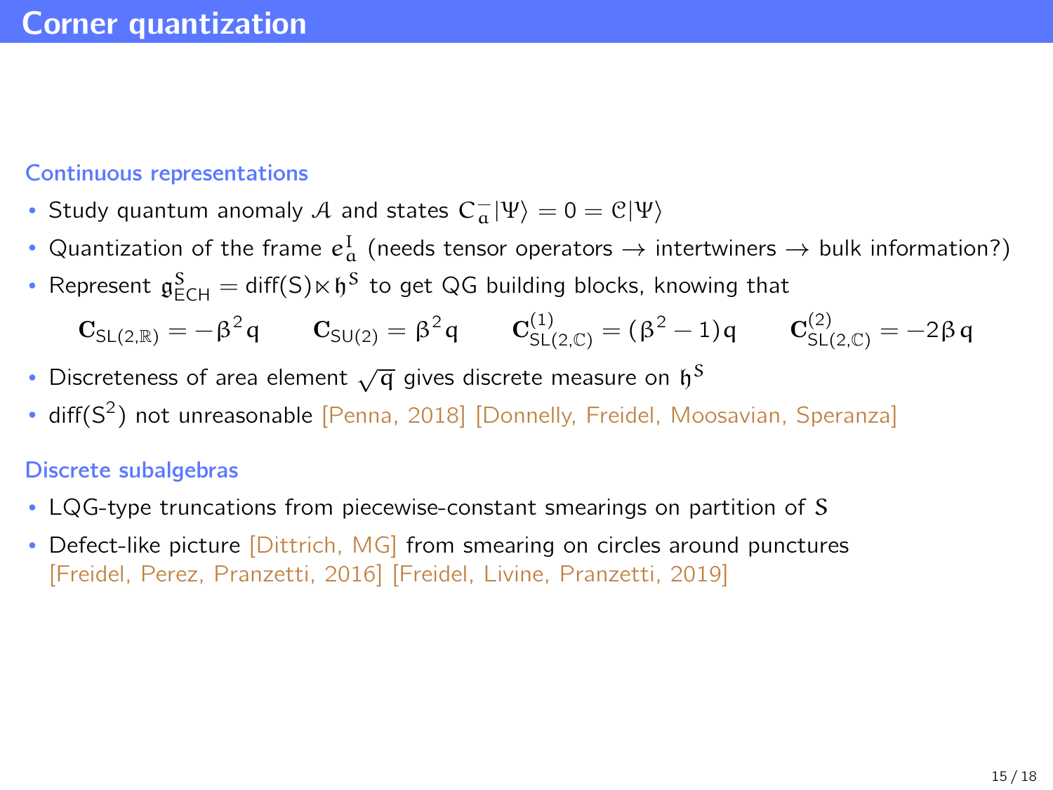# Corner quantization

### Continuous representations

- Study quantum anomaly $\mathcal{A}$ and states $C^-_a|\Psi\rangle = 0 = \mathcal{C}|\Psi\rangle$
- Quantization of the frame $e^I_a$ (needs tensor operators → intertwiners → bulk information?)
- Represent $\mathfrak{g}^S_{\text{ECH}} = \text{diff}(S) \ltimes \mathfrak{h}^S$ to get QG building blocks, knowing that

$$\mathbf{C}_{\text{SL}(2,\mathbb{R})} = -\beta^2 \mathbf{q} \qquad \mathbf{C}_{\text{SU}(2)} = \beta^2 \mathbf{q} \qquad \mathbf{C}^{(1)}_{\text{SL}(2,\mathbb{C})} = (\beta^2 - 1)\mathbf{q} \qquad \mathbf{C}^{(2)}_{\text{SL}(2,\mathbb{C})} = -2\beta\,\mathbf{q}$$

- Discreteness of area element $\sqrt{\mathbf{q}}$ gives discrete measure on $\mathfrak{h}^S$
- $\text{diff}(S^2)$ not unreasonable [Penna, 2018] [Donnelly, Freidel, Moosavian, Speranza]

### Discrete subalgebras

- LQG-type truncations from piecewise-constant smearings on partition of $S$
- Defect-like picture [Dittrich, MG] from smearing on circles around punctures [Freidel, Perez, Pranzetti, 2016] [Freidel, Livine, Pranzetti, 2019]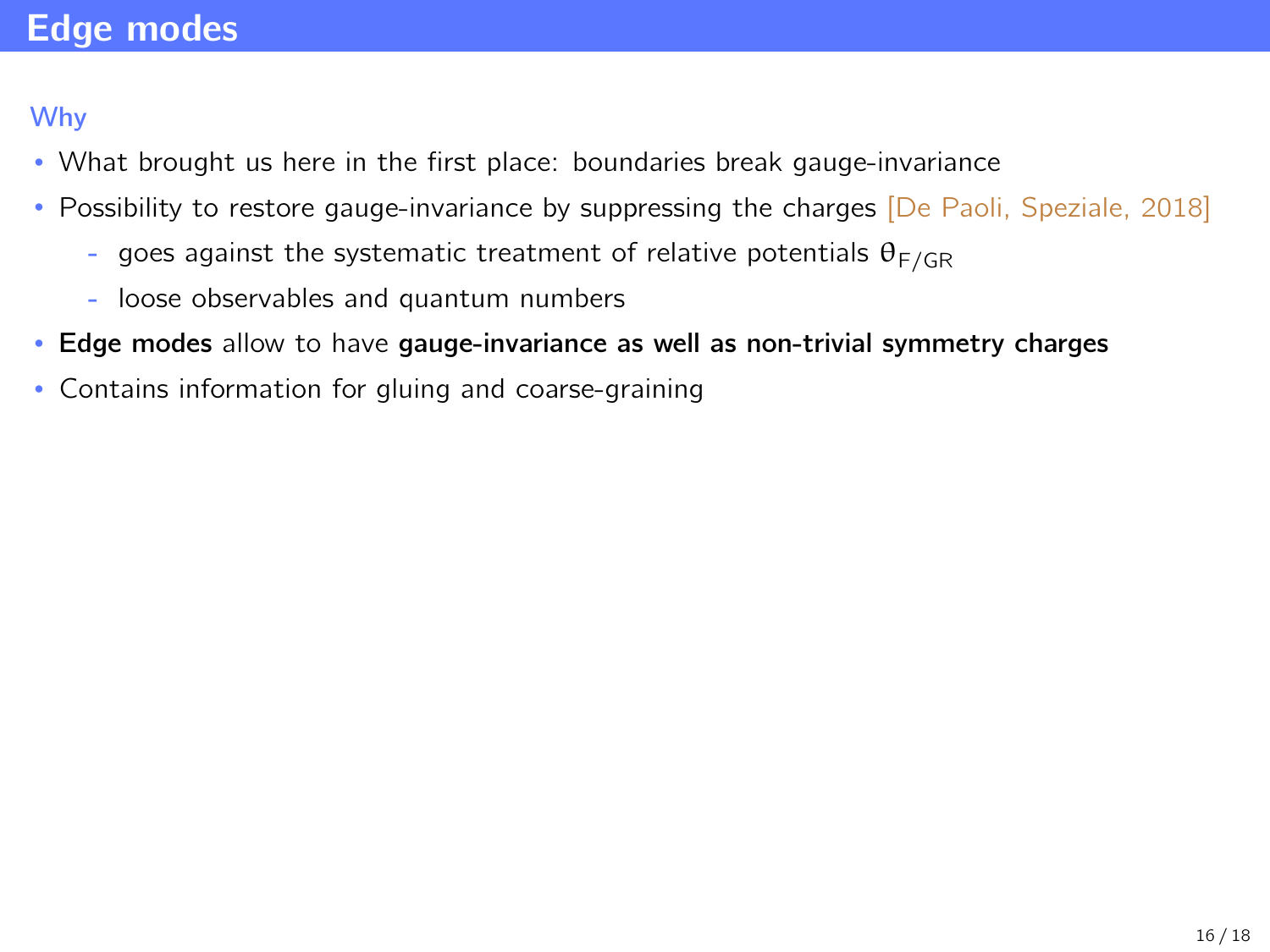# Edge modes

### Why

- What brought us here in the first place: boundaries break gauge-invariance
- Possibility to restore gauge-invariance by suppressing the charges [De Paoli, Speziale, 2018]
  - goes against the systematic treatment of relative potentials $\theta_{F/GR}$
  - loose observables and quantum numbers
- **Edge modes** allow to have **gauge-invariance as well as non-trivial symmetry charges**
- Contains information for gluing and coarse-graining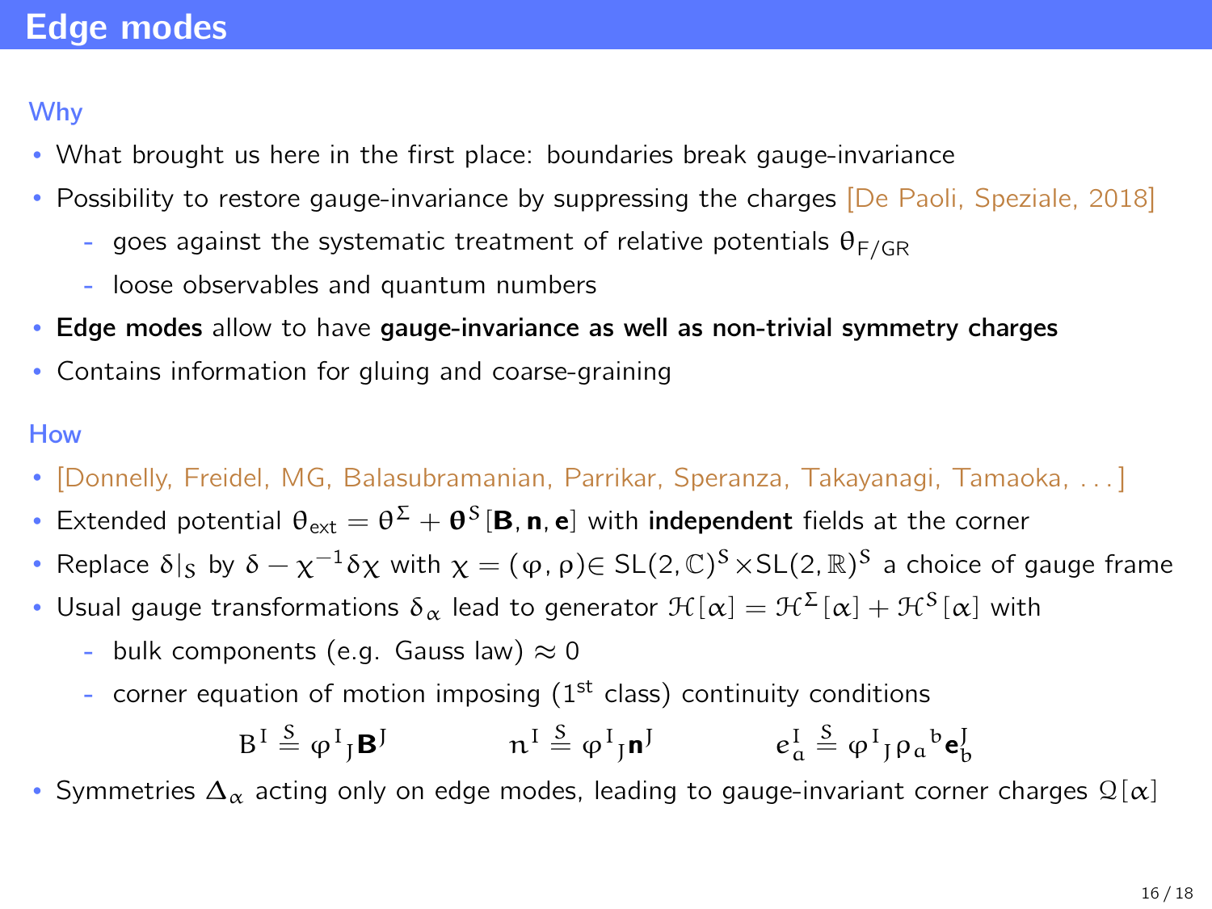# Edge modes

### Why

- What brought us here in the first place: boundaries break gauge-invariance
- Possibility to restore gauge-invariance by suppressing the charges [De Paoli, Speziale, 2018]
  - goes against the systematic treatment of relative potentials $\theta_{F/GR}$
  - loose observables and quantum numbers
- **Edge modes** allow to have **gauge-invariance as well as non-trivial symmetry charges**
- Contains information for gluing and coarse-graining

### How

- [Donnelly, Freidel, MG, Balasubramanian, Parrikar, Speranza, Takayanagi, Tamaoka, ...]
- Extended potential $\theta_{\text{ext}} = \theta^{\Sigma} + \boldsymbol{\theta}^{S}[\mathbf{B}, \mathbf{n}, \mathbf{e}]$ with **independent** fields at the corner
- Replace $\delta|_S$ by $\delta - \chi^{-1}\delta\chi$ with $\chi = (\varphi, \rho) \in \mathrm{SL}(2,\mathbb{C})^S \times \mathrm{SL}(2,\mathbb{R})^S$ a choice of gauge frame
- Usual gauge transformations $\delta_\alpha$ lead to generator $\mathcal{H}[\alpha] = \mathcal{H}^{\Sigma}[\alpha] + \mathcal{H}^{S}[\alpha]$ with
  - bulk components (e.g. Gauss law) $\approx 0$
  - corner equation of motion imposing (1[st] class) continuity conditions

$$B^I \stackrel{S}{=} \varphi^I{}_J \mathbf{B}^J \qquad\qquad n^I \stackrel{S}{=} \varphi^I{}_J \mathbf{n}^J \qquad\qquad e^I_a \stackrel{S}{=} \varphi^I{}_J \rho_a{}^b \mathbf{e}^J_b$$

- Symmetries $\Delta_\alpha$ acting only on edge modes, leading to gauge-invariant corner charges $\mathcal{Q}[\alpha]$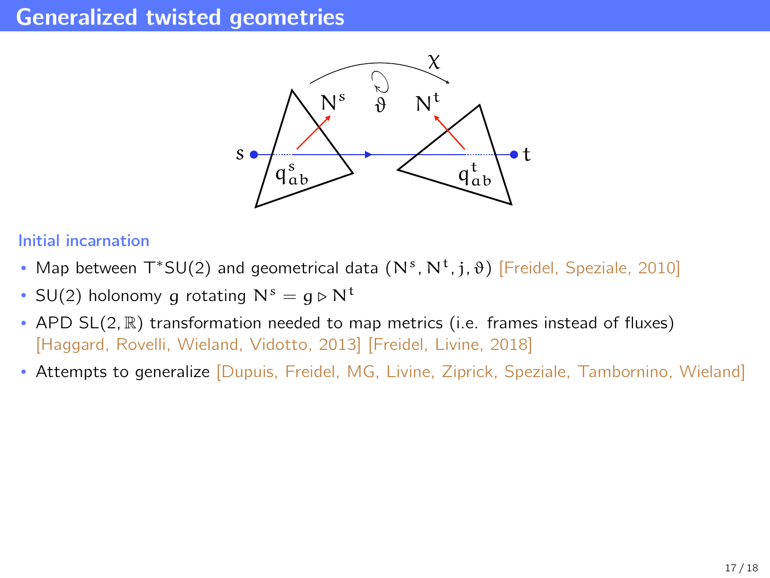# Generalized twisted geometries

### Initial incarnation

- Map between $T^*SU(2)$ and geometrical data $(N^s, N^t, j, \vartheta)$ [Freidel, Speziale, 2010]
- $SU(2)$ holonomy $g$ rotating $N^s = g \triangleright N^t$
- APD $SL(2,\mathbb{R})$ transformation needed to map metrics (i.e. frames instead of fluxes) [Haggard, Rovelli, Wieland, Vidotto, 2013] [Freidel, Livine, 2018]
- Attempts to generalize [Dupuis, Freidel, MG, Livine, Ziprick, Speziale, Tambornino, Wieland]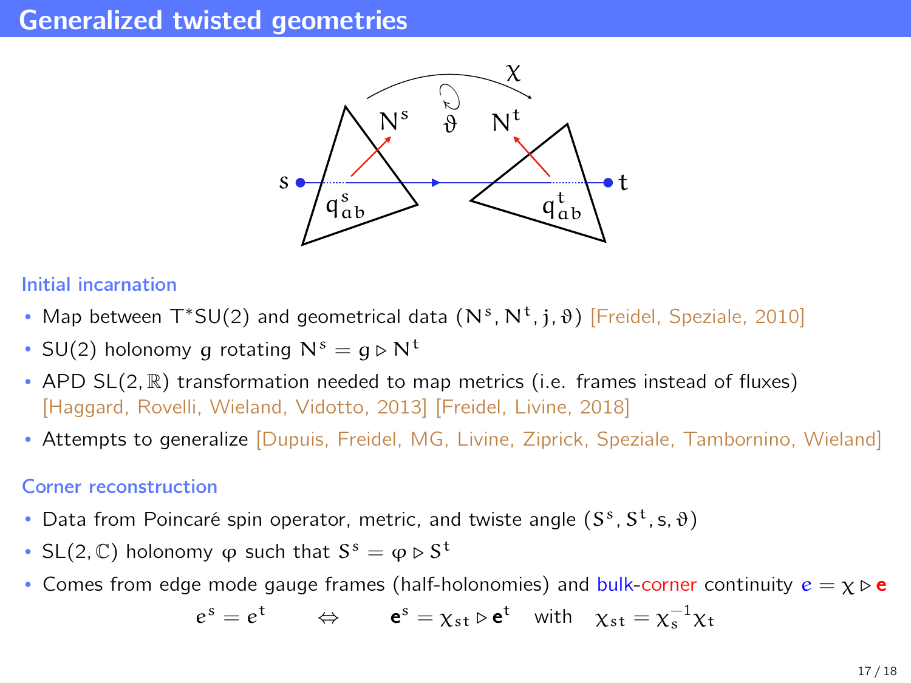# Generalized twisted geometries

### Initial incarnation

- Map between $T^*SU(2)$ and geometrical data $(N^s, N^t, j, \vartheta)$ [Freidel, Speziale, 2010]
- $SU(2)$ holonomy $g$ rotating $N^s = g \triangleright N^t$
- APD $SL(2,\mathbb{R})$ transformation needed to map metrics (i.e. frames instead of fluxes) [Haggard, Rovelli, Wieland, Vidotto, 2013] [Freidel, Livine, 2018]
- Attempts to generalize [Dupuis, Freidel, MG, Livine, Ziprick, Speziale, Tambornino, Wieland]

### Corner reconstruction

- Data from Poincaré spin operator, metric, and twiste angle $(S^s, S^t, s, \vartheta)$
- $SL(2,\mathbb{C})$ holonomy $\varphi$ such that $S^s = \varphi \triangleright S^t$
- Comes from edge mode gauge frames (half-holonomies) and bulk-corner continuity $e = \chi \triangleright \mathbf{e}$

$$e^s = e^t \qquad \Leftrightarrow \qquad \mathbf{e}^s = \chi_{st} \triangleright \mathbf{e}^t \quad \text{with} \quad \chi_{st} = \chi_s^{-1}\chi_t$$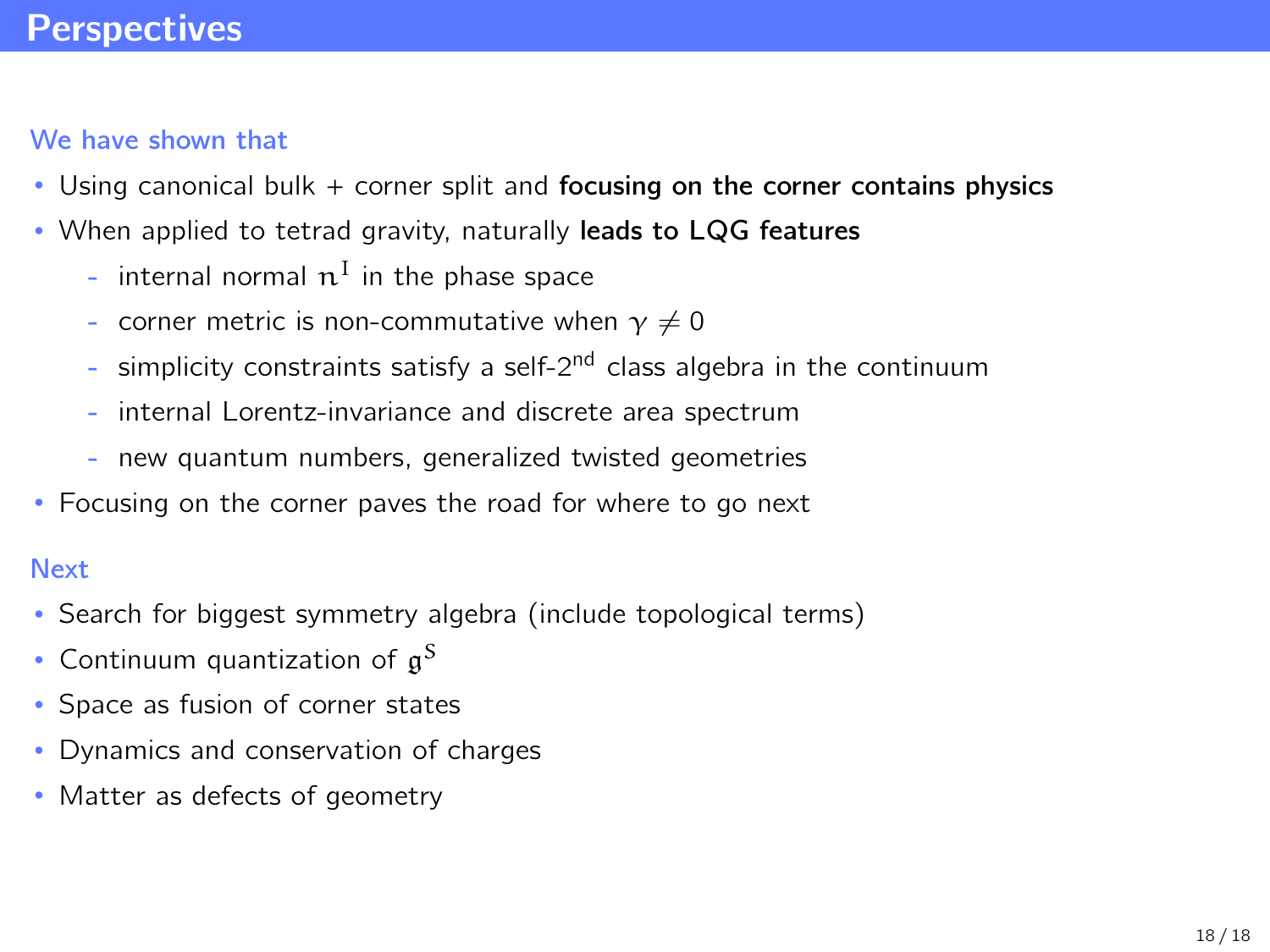# Perspectives

**We have shown that**

- Using canonical bulk + corner split and **focusing on the corner contains physics**
- When applied to tetrad gravity, naturally **leads to LQG features**
  - internal normal $n^I$ in the phase space
  - corner metric is non-commutative when $\gamma \neq 0$
  - simplicity constraints satisfy a self-2$^{\text{nd}}$ class algebra in the continuum
  - internal Lorentz-invariance and discrete area spectrum
  - new quantum numbers, generalized twisted geometries
- Focusing on the corner paves the road for where to go next

**Next**

- Search for biggest symmetry algebra (include topological terms)
- Continuum quantization of $\mathfrak{g}^S$
- Space as fusion of corner states
- Dynamics and conservation of charges
- Matter as defects of geometry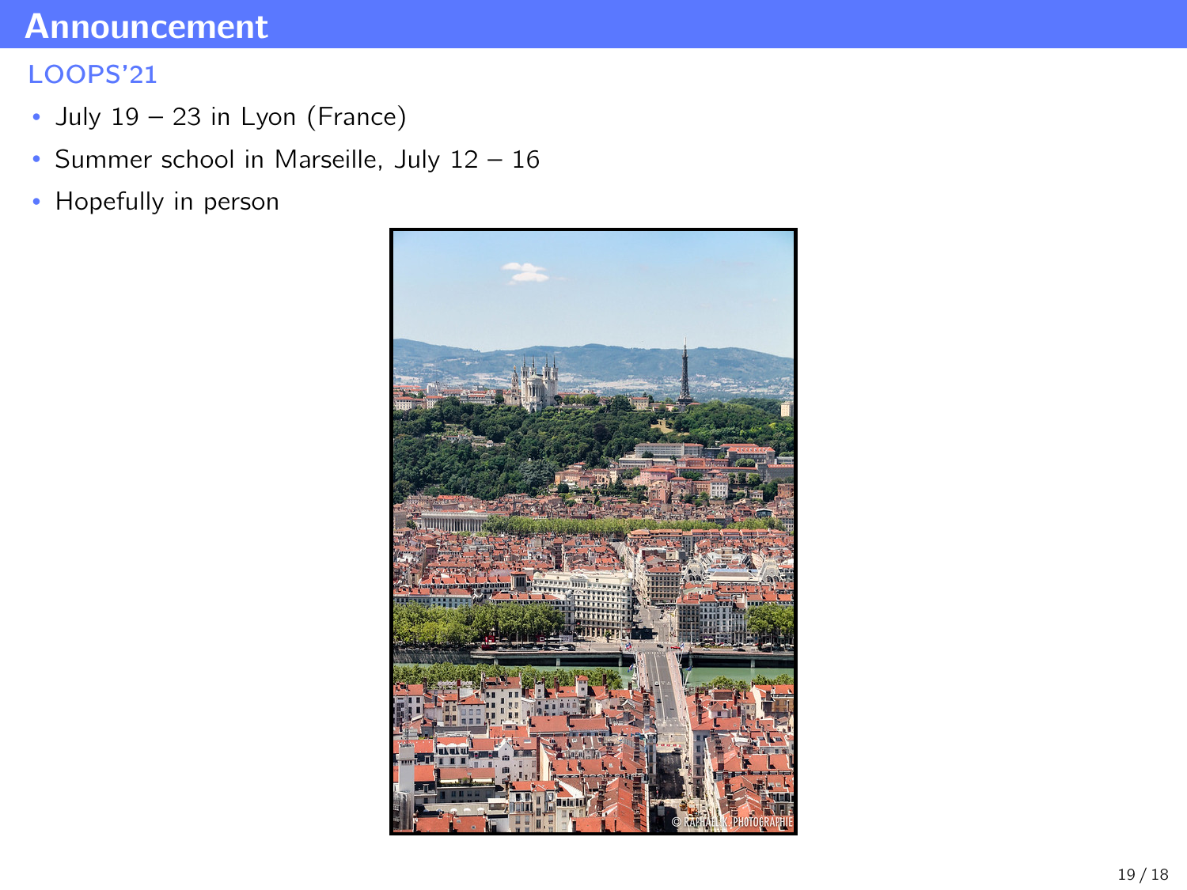# Announcement

## LOOPS'21

- July 19 – 23 in Lyon (France)
- Summer school in Marseille, July 12 – 16
- Hopefully in person